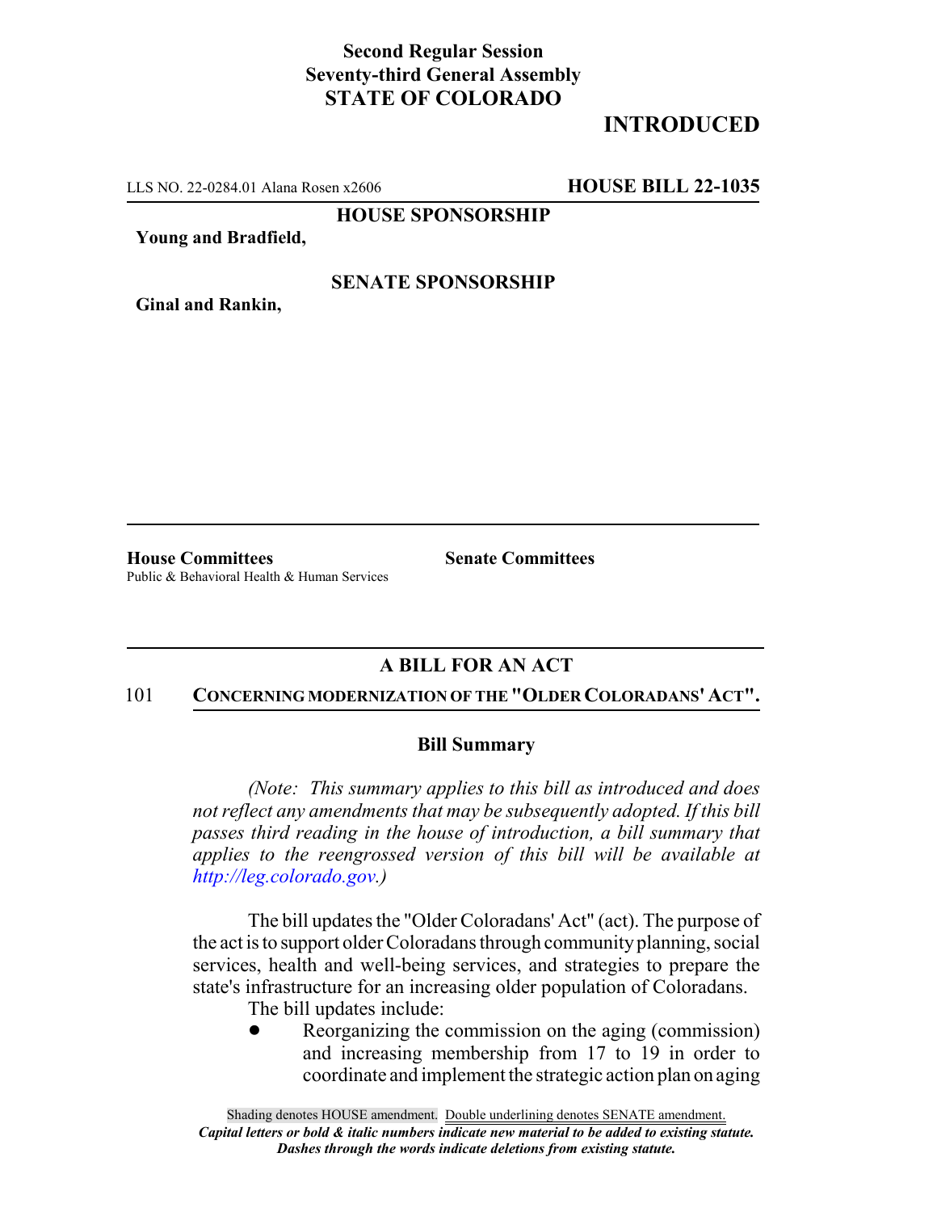**Second Regular Session**
**Seventy-third General Assembly**
**STATE OF COLORADO**

## INTRODUCED

LLS NO. 22-0284.01 Alana Rosen x2606 **HOUSE BILL 22-1035**

**HOUSE SPONSORSHIP**

**Young and Bradfield,**

**SENATE SPONSORSHIP**

**Ginal and Rankin,**

**House Committees**
Public & Behavioral Health & Human Services

**Senate Committees**

### A BILL FOR AN ACT

101 **CONCERNING MODERNIZATION OF THE "OLDER COLORADANS' ACT".**

### Bill Summary

*(Note: This summary applies to this bill as introduced and does not reflect any amendments that may be subsequently adopted. If this bill passes third reading in the house of introduction, a bill summary that applies to the reengrossed version of this bill will be available at http://leg.colorado.gov.)*

The bill updates the "Older Coloradans' Act" (act). The purpose of the act is to support older Coloradans through community planning, social services, health and well-being services, and strategies to prepare the state's infrastructure for an increasing older population of Coloradans.

The bill updates include:

- Reorganizing the commission on the aging (commission) and increasing membership from 17 to 19 in order to coordinate and implement the strategic action plan on aging

Shading denotes HOUSE amendment. Double underlining denotes SENATE amendment.
*Capital letters or bold & italic numbers indicate new material to be added to existing statute.*
*Dashes through the words indicate deletions from existing statute.*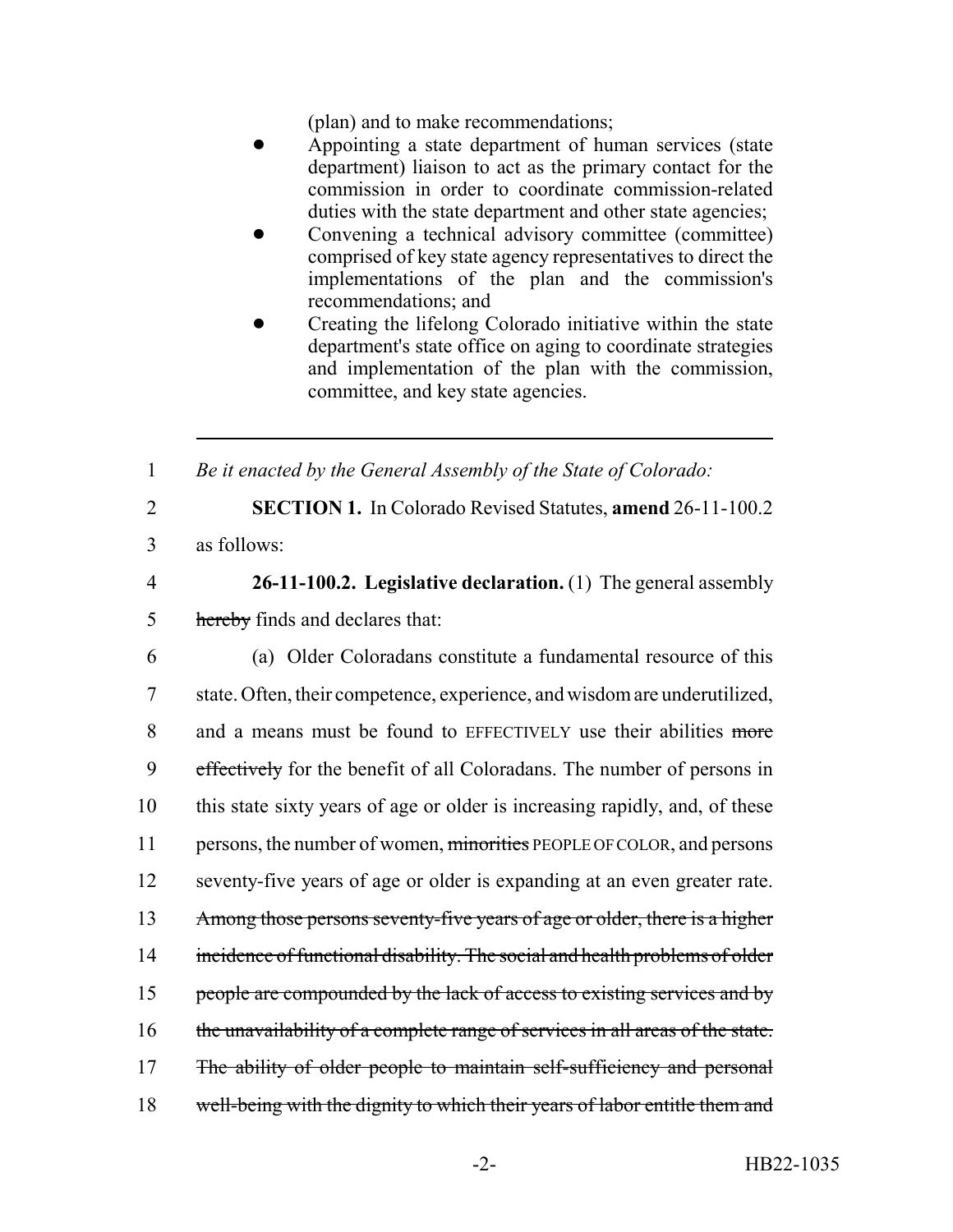(plan) and to make recommendations;

- Appointing a state department of human services (state department) liaison to act as the primary contact for the commission in order to coordinate commission-related duties with the state department and other state agencies;
- Convening a technical advisory committee (committee) comprised of key state agency representatives to direct the implementations of the plan and the commission's recommendations; and
- Creating the lifelong Colorado initiative within the state department's state office on aging to coordinate strategies and implementation of the plan with the commission, committee, and key state agencies.

---

1 *Be it enacted by the General Assembly of the State of Colorado:*

2 **SECTION 1.** In Colorado Revised Statutes, **amend** 26-11-100.2
3 as follows:

4 **26-11-100.2. Legislative declaration.** (1) The general assembly
5 ~~hereby~~ finds and declares that:

6 (a) Older Coloradans constitute a fundamental resource of this
7 state. Often, their competence, experience, and wisdom are underutilized,
8 and a means must be found to EFFECTIVELY use their abilities ~~more~~
9 ~~effectively~~ for the benefit of all Coloradans. The number of persons in
10 this state sixty years of age or older is increasing rapidly, and, of these
11 persons, the number of women, ~~minorities~~ PEOPLE OF COLOR, and persons
12 seventy-five years of age or older is expanding at an even greater rate.
13 ~~Among those persons seventy-five years of age or older, there is a higher~~
14 ~~incidence of functional disability. The social and health problems of older~~
15 ~~people are compounded by the lack of access to existing services and by~~
16 ~~the unavailability of a complete range of services in all areas of the state.~~
17 ~~The ability of older people to maintain self-sufficiency and personal~~
18 ~~well-being with the dignity to which their years of labor entitle them and~~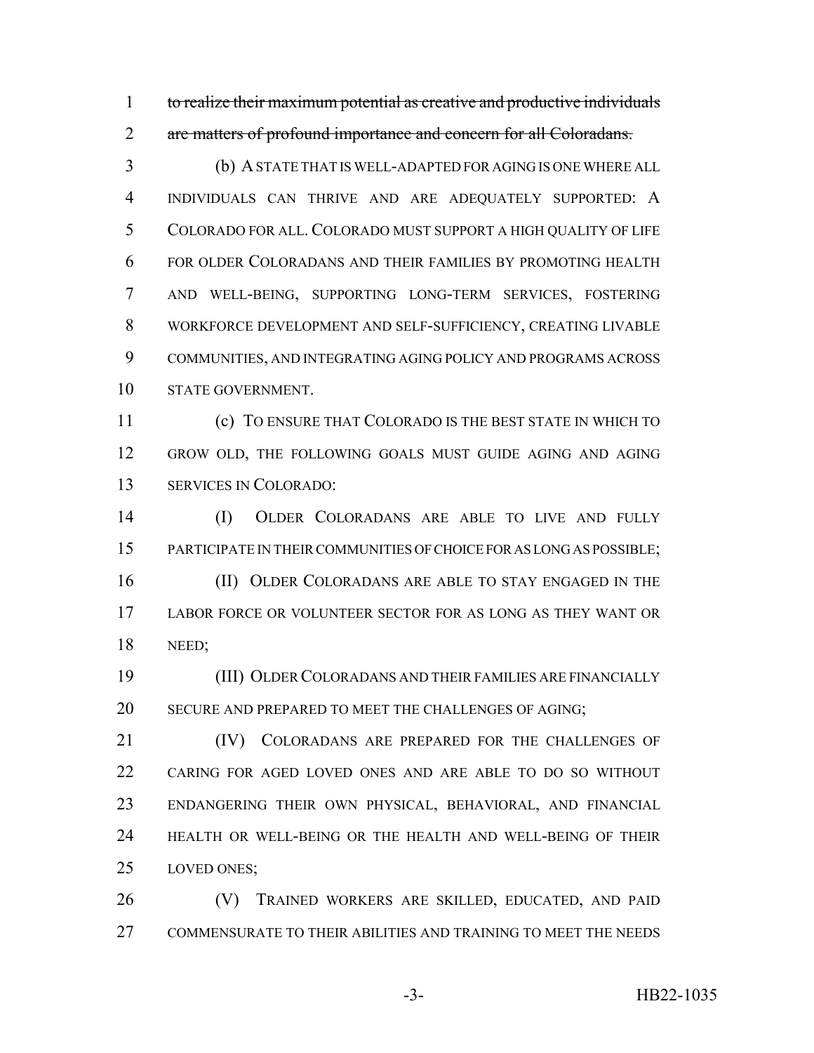~~to realize their maximum potential as creative and productive individuals are matters of profound importance and concern for all Coloradans.~~

(b) A STATE THAT IS WELL-ADAPTED FOR AGING IS ONE WHERE ALL INDIVIDUALS CAN THRIVE AND ARE ADEQUATELY SUPPORTED: A COLORADO FOR ALL. COLORADO MUST SUPPORT A HIGH QUALITY OF LIFE FOR OLDER COLORADANS AND THEIR FAMILIES BY PROMOTING HEALTH AND WELL-BEING, SUPPORTING LONG-TERM SERVICES, FOSTERING WORKFORCE DEVELOPMENT AND SELF-SUFFICIENCY, CREATING LIVABLE COMMUNITIES, AND INTEGRATING AGING POLICY AND PROGRAMS ACROSS STATE GOVERNMENT.

(c) TO ENSURE THAT COLORADO IS THE BEST STATE IN WHICH TO GROW OLD, THE FOLLOWING GOALS MUST GUIDE AGING AND AGING SERVICES IN COLORADO:

(I) OLDER COLORADANS ARE ABLE TO LIVE AND FULLY PARTICIPATE IN THEIR COMMUNITIES OF CHOICE FOR AS LONG AS POSSIBLE;

(II) OLDER COLORADANS ARE ABLE TO STAY ENGAGED IN THE LABOR FORCE OR VOLUNTEER SECTOR FOR AS LONG AS THEY WANT OR NEED;

(III) OLDER COLORADANS AND THEIR FAMILIES ARE FINANCIALLY SECURE AND PREPARED TO MEET THE CHALLENGES OF AGING;

(IV) COLORADANS ARE PREPARED FOR THE CHALLENGES OF CARING FOR AGED LOVED ONES AND ARE ABLE TO DO SO WITHOUT ENDANGERING THEIR OWN PHYSICAL, BEHAVIORAL, AND FINANCIAL HEALTH OR WELL-BEING OR THE HEALTH AND WELL-BEING OF THEIR LOVED ONES;

(V) TRAINED WORKERS ARE SKILLED, EDUCATED, AND PAID COMMENSURATE TO THEIR ABILITIES AND TRAINING TO MEET THE NEEDS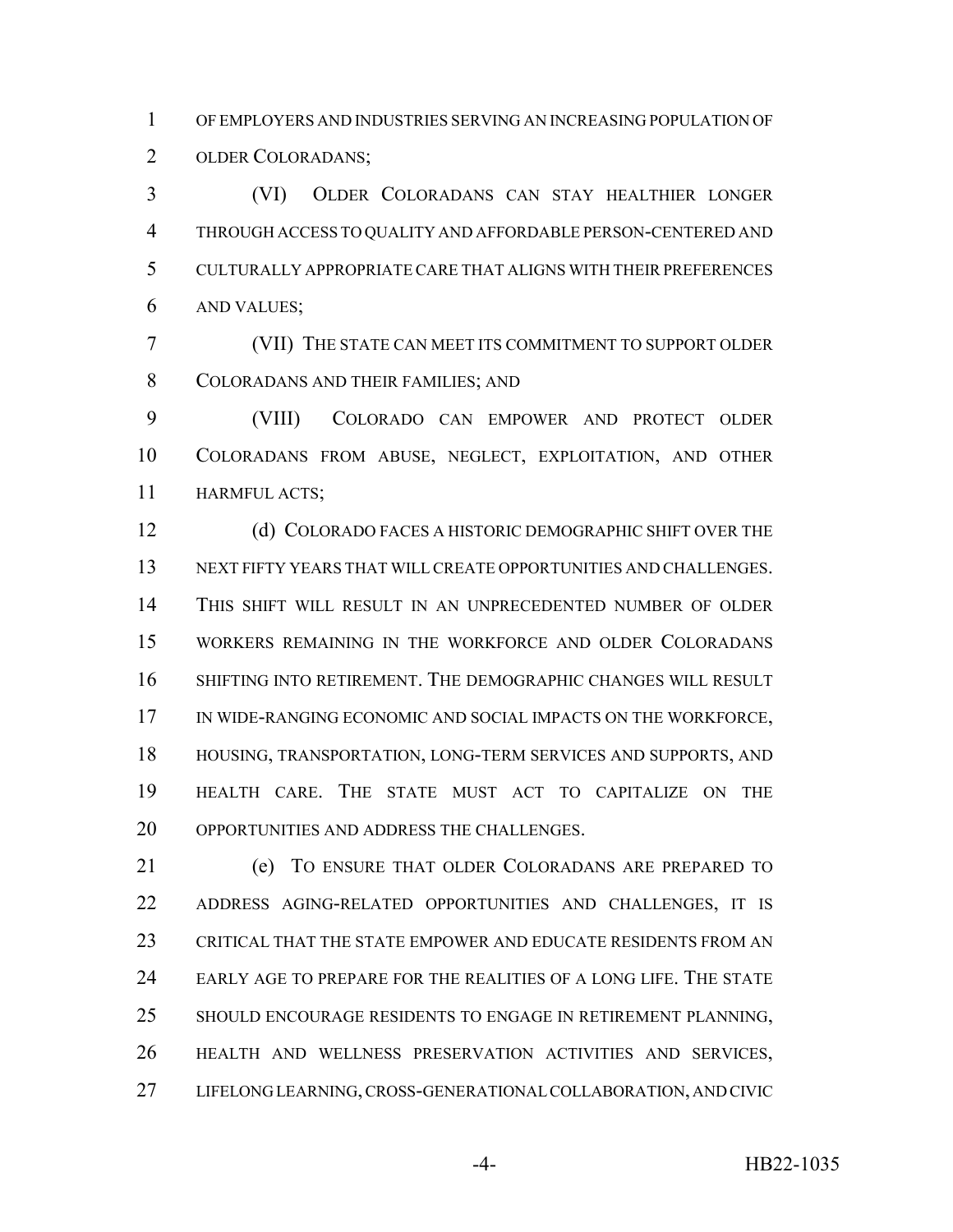OF EMPLOYERS AND INDUSTRIES SERVING AN INCREASING POPULATION OF OLDER COLORADANS;

(VI) OLDER COLORADANS CAN STAY HEALTHIER LONGER THROUGH ACCESS TO QUALITY AND AFFORDABLE PERSON-CENTERED AND CULTURALLY APPROPRIATE CARE THAT ALIGNS WITH THEIR PREFERENCES AND VALUES;

(VII) THE STATE CAN MEET ITS COMMITMENT TO SUPPORT OLDER COLORADANS AND THEIR FAMILIES; AND

(VIII) COLORADO CAN EMPOWER AND PROTECT OLDER COLORADANS FROM ABUSE, NEGLECT, EXPLOITATION, AND OTHER HARMFUL ACTS;

(d) COLORADO FACES A HISTORIC DEMOGRAPHIC SHIFT OVER THE NEXT FIFTY YEARS THAT WILL CREATE OPPORTUNITIES AND CHALLENGES. THIS SHIFT WILL RESULT IN AN UNPRECEDENTED NUMBER OF OLDER WORKERS REMAINING IN THE WORKFORCE AND OLDER COLORADANS SHIFTING INTO RETIREMENT. THE DEMOGRAPHIC CHANGES WILL RESULT IN WIDE-RANGING ECONOMIC AND SOCIAL IMPACTS ON THE WORKFORCE, HOUSING, TRANSPORTATION, LONG-TERM SERVICES AND SUPPORTS, AND HEALTH CARE. THE STATE MUST ACT TO CAPITALIZE ON THE OPPORTUNITIES AND ADDRESS THE CHALLENGES.

(e) TO ENSURE THAT OLDER COLORADANS ARE PREPARED TO ADDRESS AGING-RELATED OPPORTUNITIES AND CHALLENGES, IT IS CRITICAL THAT THE STATE EMPOWER AND EDUCATE RESIDENTS FROM AN EARLY AGE TO PREPARE FOR THE REALITIES OF A LONG LIFE. THE STATE SHOULD ENCOURAGE RESIDENTS TO ENGAGE IN RETIREMENT PLANNING, HEALTH AND WELLNESS PRESERVATION ACTIVITIES AND SERVICES, LIFELONG LEARNING, CROSS-GENERATIONAL COLLABORATION, AND CIVIC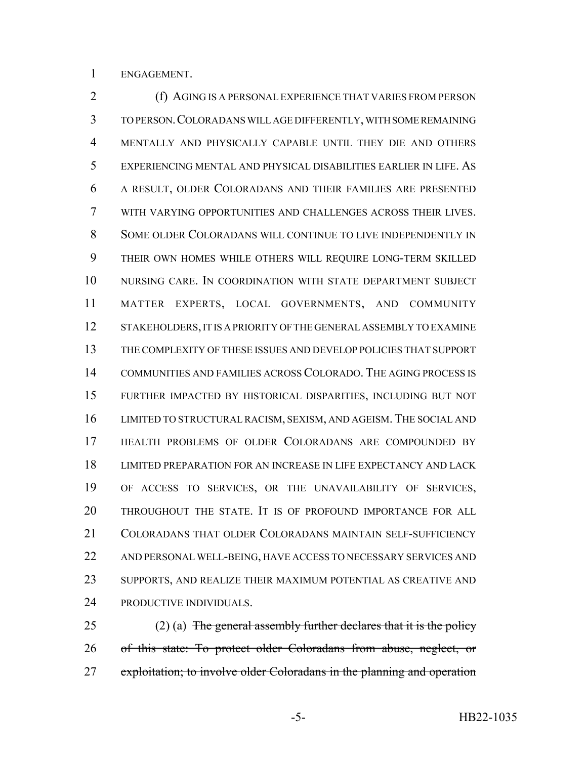ENGAGEMENT.

(f) AGING IS A PERSONAL EXPERIENCE THAT VARIES FROM PERSON TO PERSON. COLORADANS WILL AGE DIFFERENTLY, WITH SOME REMAINING MENTALLY AND PHYSICALLY CAPABLE UNTIL THEY DIE AND OTHERS EXPERIENCING MENTAL AND PHYSICAL DISABILITIES EARLIER IN LIFE. AS A RESULT, OLDER COLORADANS AND THEIR FAMILIES ARE PRESENTED WITH VARYING OPPORTUNITIES AND CHALLENGES ACROSS THEIR LIVES. SOME OLDER COLORADANS WILL CONTINUE TO LIVE INDEPENDENTLY IN THEIR OWN HOMES WHILE OTHERS WILL REQUIRE LONG-TERM SKILLED NURSING CARE. IN COORDINATION WITH STATE DEPARTMENT SUBJECT MATTER EXPERTS, LOCAL GOVERNMENTS, AND COMMUNITY STAKEHOLDERS, IT IS A PRIORITY OF THE GENERAL ASSEMBLY TO EXAMINE THE COMPLEXITY OF THESE ISSUES AND DEVELOP POLICIES THAT SUPPORT COMMUNITIES AND FAMILIES ACROSS COLORADO. THE AGING PROCESS IS FURTHER IMPACTED BY HISTORICAL DISPARITIES, INCLUDING BUT NOT LIMITED TO STRUCTURAL RACISM, SEXISM, AND AGEISM. THE SOCIAL AND HEALTH PROBLEMS OF OLDER COLORADANS ARE COMPOUNDED BY LIMITED PREPARATION FOR AN INCREASE IN LIFE EXPECTANCY AND LACK OF ACCESS TO SERVICES, OR THE UNAVAILABILITY OF SERVICES, THROUGHOUT THE STATE. IT IS OF PROFOUND IMPORTANCE FOR ALL COLORADANS THAT OLDER COLORADANS MAINTAIN SELF-SUFFICIENCY AND PERSONAL WELL-BEING, HAVE ACCESS TO NECESSARY SERVICES AND SUPPORTS, AND REALIZE THEIR MAXIMUM POTENTIAL AS CREATIVE AND PRODUCTIVE INDIVIDUALS.

(2) (a) ~~The general assembly further declares that it is the policy of this state: To protect older Coloradans from abuse, neglect, or exploitation; to involve older Coloradans in the planning and operation~~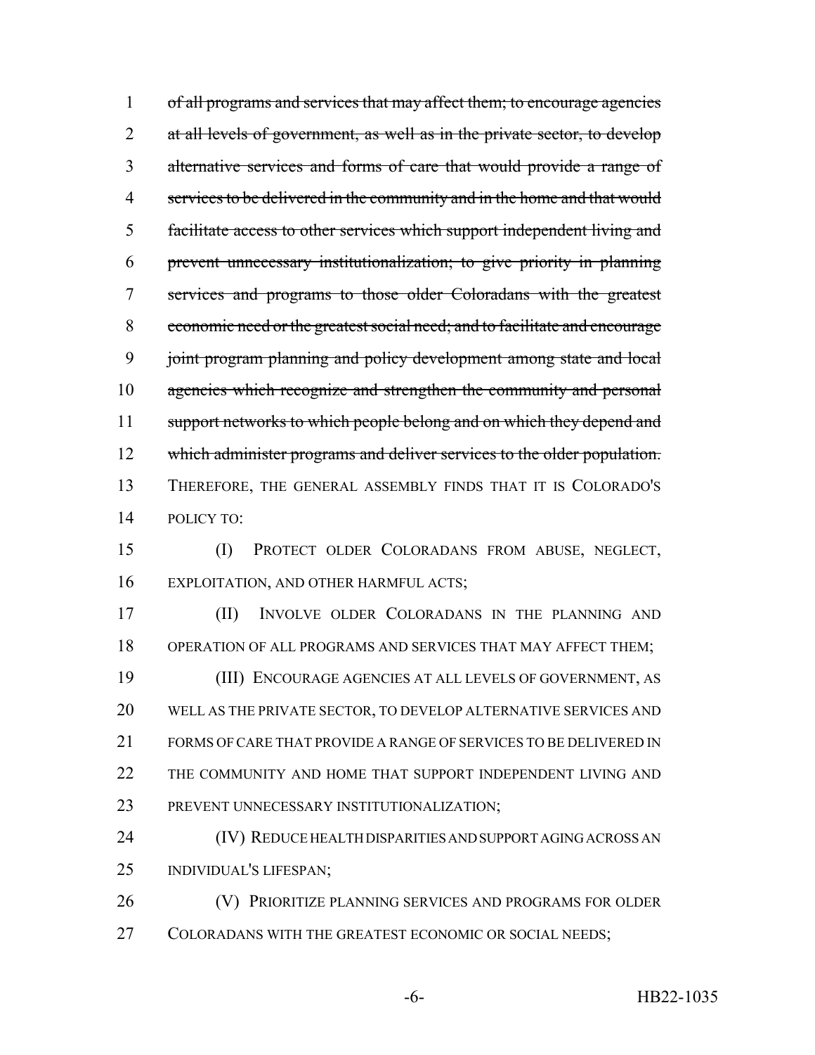~~of all programs and services that may affect them; to encourage agencies at all levels of government, as well as in the private sector, to develop alternative services and forms of care that would provide a range of services to be delivered in the community and in the home and that would facilitate access to other services which support independent living and prevent unnecessary institutionalization; to give priority in planning services and programs to those older Coloradans with the greatest economic need or the greatest social need; and to facilitate and encourage joint program planning and policy development among state and local agencies which recognize and strengthen the community and personal support networks to which people belong and on which they depend and which administer programs and deliver services to the older population.~~ THEREFORE, THE GENERAL ASSEMBLY FINDS THAT IT IS COLORADO'S POLICY TO:

(I) PROTECT OLDER COLORADANS FROM ABUSE, NEGLECT, EXPLOITATION, AND OTHER HARMFUL ACTS;

(II) INVOLVE OLDER COLORADANS IN THE PLANNING AND OPERATION OF ALL PROGRAMS AND SERVICES THAT MAY AFFECT THEM;

(III) ENCOURAGE AGENCIES AT ALL LEVELS OF GOVERNMENT, AS WELL AS THE PRIVATE SECTOR, TO DEVELOP ALTERNATIVE SERVICES AND FORMS OF CARE THAT PROVIDE A RANGE OF SERVICES TO BE DELIVERED IN THE COMMUNITY AND HOME THAT SUPPORT INDEPENDENT LIVING AND PREVENT UNNECESSARY INSTITUTIONALIZATION;

(IV) REDUCE HEALTH DISPARITIES AND SUPPORT AGING ACROSS AN INDIVIDUAL'S LIFESPAN;

(V) PRIORITIZE PLANNING SERVICES AND PROGRAMS FOR OLDER COLORADANS WITH THE GREATEST ECONOMIC OR SOCIAL NEEDS;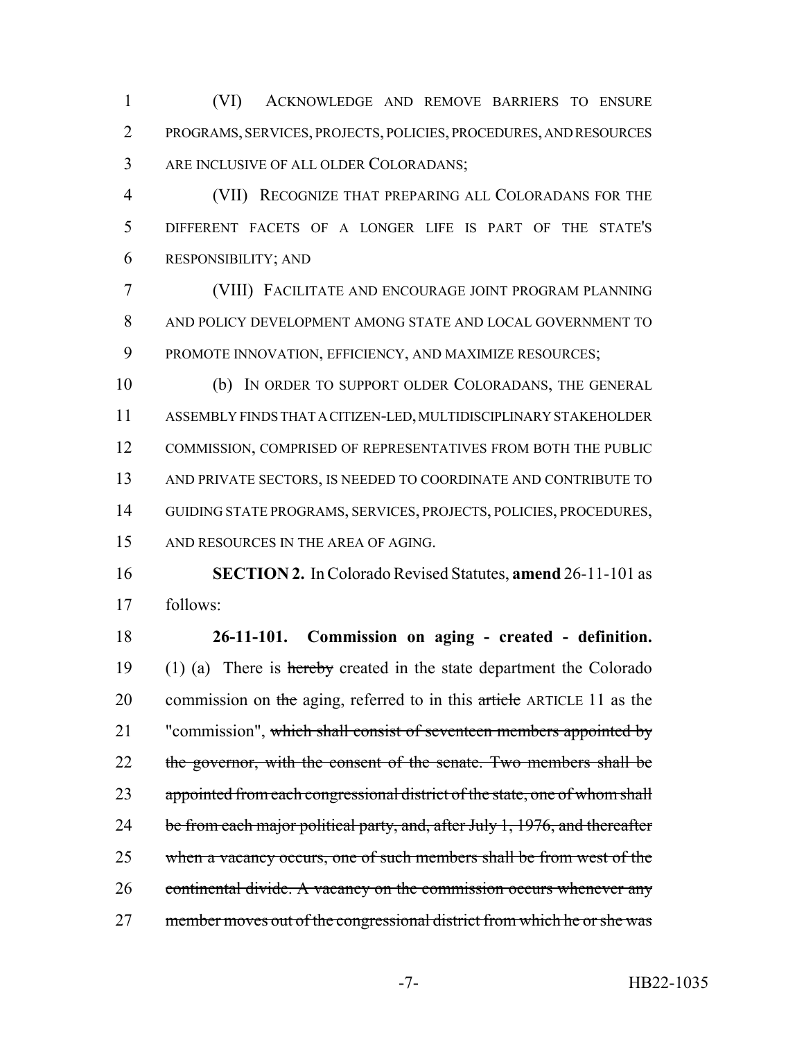(VI) ACKNOWLEDGE AND REMOVE BARRIERS TO ENSURE PROGRAMS, SERVICES, PROJECTS, POLICIES, PROCEDURES, AND RESOURCES ARE INCLUSIVE OF ALL OLDER COLORADANS;

(VII) RECOGNIZE THAT PREPARING ALL COLORADANS FOR THE DIFFERENT FACETS OF A LONGER LIFE IS PART OF THE STATE'S RESPONSIBILITY; AND

(VIII) FACILITATE AND ENCOURAGE JOINT PROGRAM PLANNING AND POLICY DEVELOPMENT AMONG STATE AND LOCAL GOVERNMENT TO PROMOTE INNOVATION, EFFICIENCY, AND MAXIMIZE RESOURCES;

(b) IN ORDER TO SUPPORT OLDER COLORADANS, THE GENERAL ASSEMBLY FINDS THAT A CITIZEN-LED, MULTIDISCIPLINARY STAKEHOLDER COMMISSION, COMPRISED OF REPRESENTATIVES FROM BOTH THE PUBLIC AND PRIVATE SECTORS, IS NEEDED TO COORDINATE AND CONTRIBUTE TO GUIDING STATE PROGRAMS, SERVICES, PROJECTS, POLICIES, PROCEDURES, AND RESOURCES IN THE AREA OF AGING.

**SECTION 2.** In Colorado Revised Statutes, **amend** 26-11-101 as follows:

**26-11-101. Commission on aging - created - definition.** (1) (a) There is ~~hereby~~ created in the state department the Colorado commission on ~~the~~ aging, referred to in this ~~article~~ ARTICLE 11 as the "commission", ~~which shall consist of seventeen members appointed by the governor, with the consent of the senate. Two members shall be appointed from each congressional district of the state, one of whom shall be from each major political party, and, after July 1, 1976, and thereafter when a vacancy occurs, one of such members shall be from west of the continental divide. A vacancy on the commission occurs whenever any member moves out of the congressional district from which he or she was~~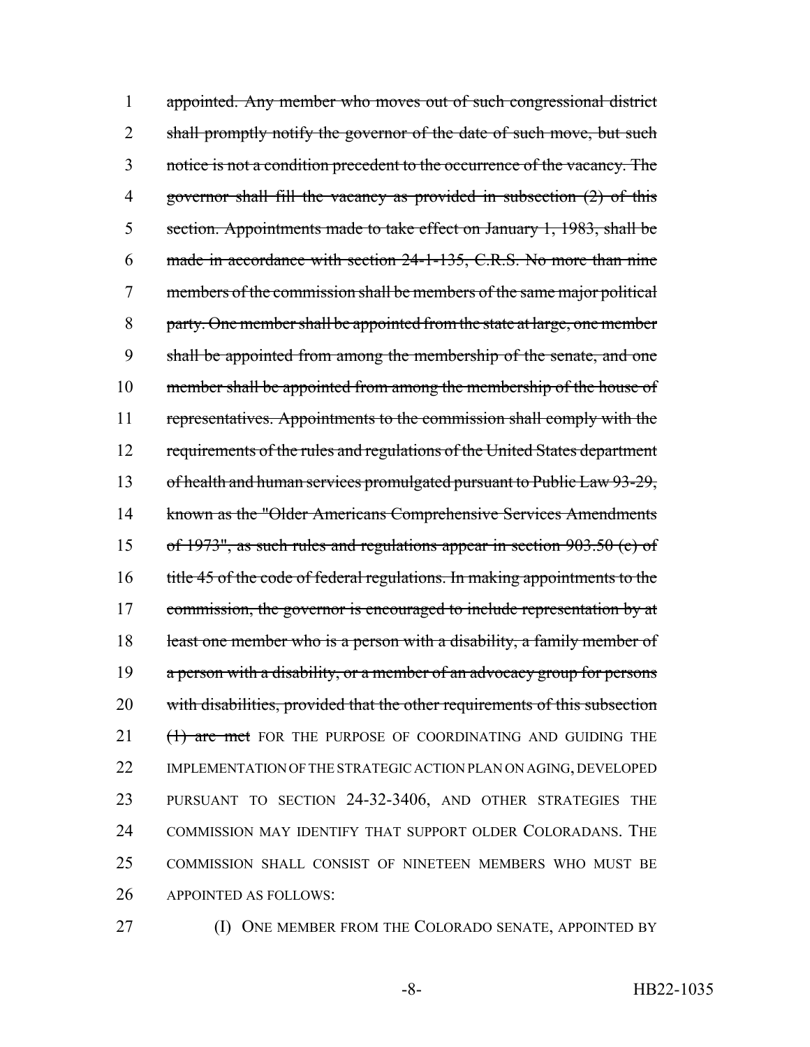1 ~~appointed. Any member who moves out of such congressional district~~
2 ~~shall promptly notify the governor of the date of such move, but such~~
3 ~~notice is not a condition precedent to the occurrence of the vacancy. The~~
4 ~~governor shall fill the vacancy as provided in subsection (2) of this~~
5 ~~section. Appointments made to take effect on January 1, 1983, shall be~~
6 ~~made in accordance with section 24-1-135, C.R.S. No more than nine~~
7 ~~members of the commission shall be members of the same major political~~
8 ~~party. One member shall be appointed from the state at large, one member~~
9 ~~shall be appointed from among the membership of the senate, and one~~
10 ~~member shall be appointed from among the membership of the house of~~
11 ~~representatives. Appointments to the commission shall comply with the~~
12 ~~requirements of the rules and regulations of the United States department~~
13 ~~of health and human services promulgated pursuant to Public Law 93-29,~~
14 ~~known as the "Older Americans Comprehensive Services Amendments~~
15 ~~of 1973", as such rules and regulations appear in section 903.50 (c) of~~
16 ~~title 45 of the code of federal regulations. In making appointments to the~~
17 ~~commission, the governor is encouraged to include representation by at~~
18 ~~least one member who is a person with a disability, a family member of~~
19 ~~a person with a disability, or a member of an advocacy group for persons~~
20 ~~with disabilities, provided that the other requirements of this subsection~~
21 ~~(1) are met~~ FOR THE PURPOSE OF COORDINATING AND GUIDING THE
22 IMPLEMENTATION OF THE STRATEGIC ACTION PLAN ON AGING, DEVELOPED
23 PURSUANT TO SECTION 24-32-3406, AND OTHER STRATEGIES THE
24 COMMISSION MAY IDENTIFY THAT SUPPORT OLDER COLORADANS. THE
25 COMMISSION SHALL CONSIST OF NINETEEN MEMBERS WHO MUST BE
26 APPOINTED AS FOLLOWS:
27 (I) ONE MEMBER FROM THE COLORADO SENATE, APPOINTED BY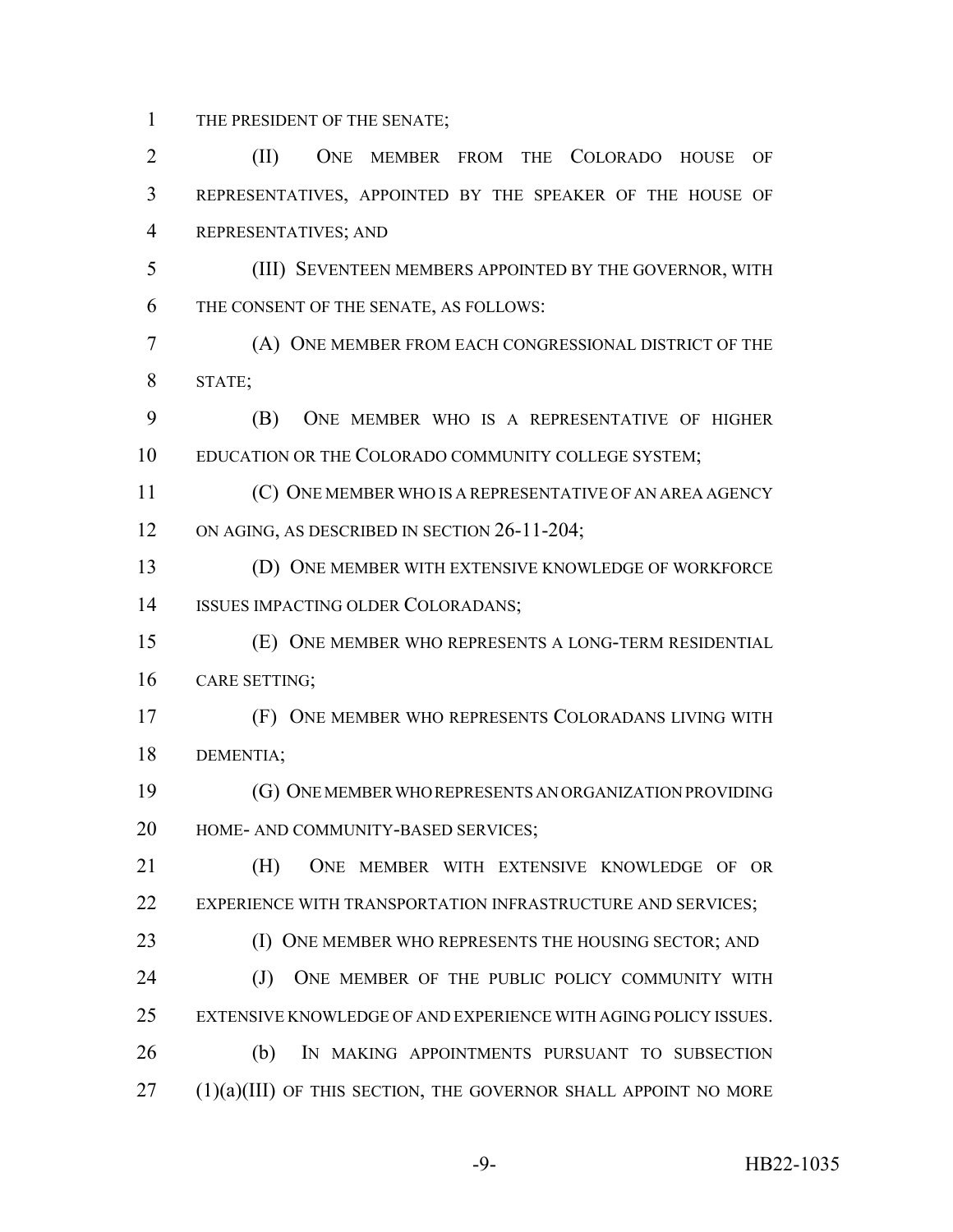THE PRESIDENT OF THE SENATE;

(II) ONE MEMBER FROM THE COLORADO HOUSE OF REPRESENTATIVES, APPOINTED BY THE SPEAKER OF THE HOUSE OF REPRESENTATIVES; AND

(III) SEVENTEEN MEMBERS APPOINTED BY THE GOVERNOR, WITH THE CONSENT OF THE SENATE, AS FOLLOWS:

(A) ONE MEMBER FROM EACH CONGRESSIONAL DISTRICT OF THE STATE;

(B) ONE MEMBER WHO IS A REPRESENTATIVE OF HIGHER EDUCATION OR THE COLORADO COMMUNITY COLLEGE SYSTEM;

(C) ONE MEMBER WHO IS A REPRESENTATIVE OF AN AREA AGENCY ON AGING, AS DESCRIBED IN SECTION 26-11-204;

(D) ONE MEMBER WITH EXTENSIVE KNOWLEDGE OF WORKFORCE ISSUES IMPACTING OLDER COLORADANS;

(E) ONE MEMBER WHO REPRESENTS A LONG-TERM RESIDENTIAL CARE SETTING;

(F) ONE MEMBER WHO REPRESENTS COLORADANS LIVING WITH DEMENTIA;

(G) ONE MEMBER WHO REPRESENTS AN ORGANIZATION PROVIDING HOME- AND COMMUNITY-BASED SERVICES;

(H) ONE MEMBER WITH EXTENSIVE KNOWLEDGE OF OR EXPERIENCE WITH TRANSPORTATION INFRASTRUCTURE AND SERVICES;

(I) ONE MEMBER WHO REPRESENTS THE HOUSING SECTOR; AND

(J) ONE MEMBER OF THE PUBLIC POLICY COMMUNITY WITH EXTENSIVE KNOWLEDGE OF AND EXPERIENCE WITH AGING POLICY ISSUES.

(b) IN MAKING APPOINTMENTS PURSUANT TO SUBSECTION (1)(a)(III) OF THIS SECTION, THE GOVERNOR SHALL APPOINT NO MORE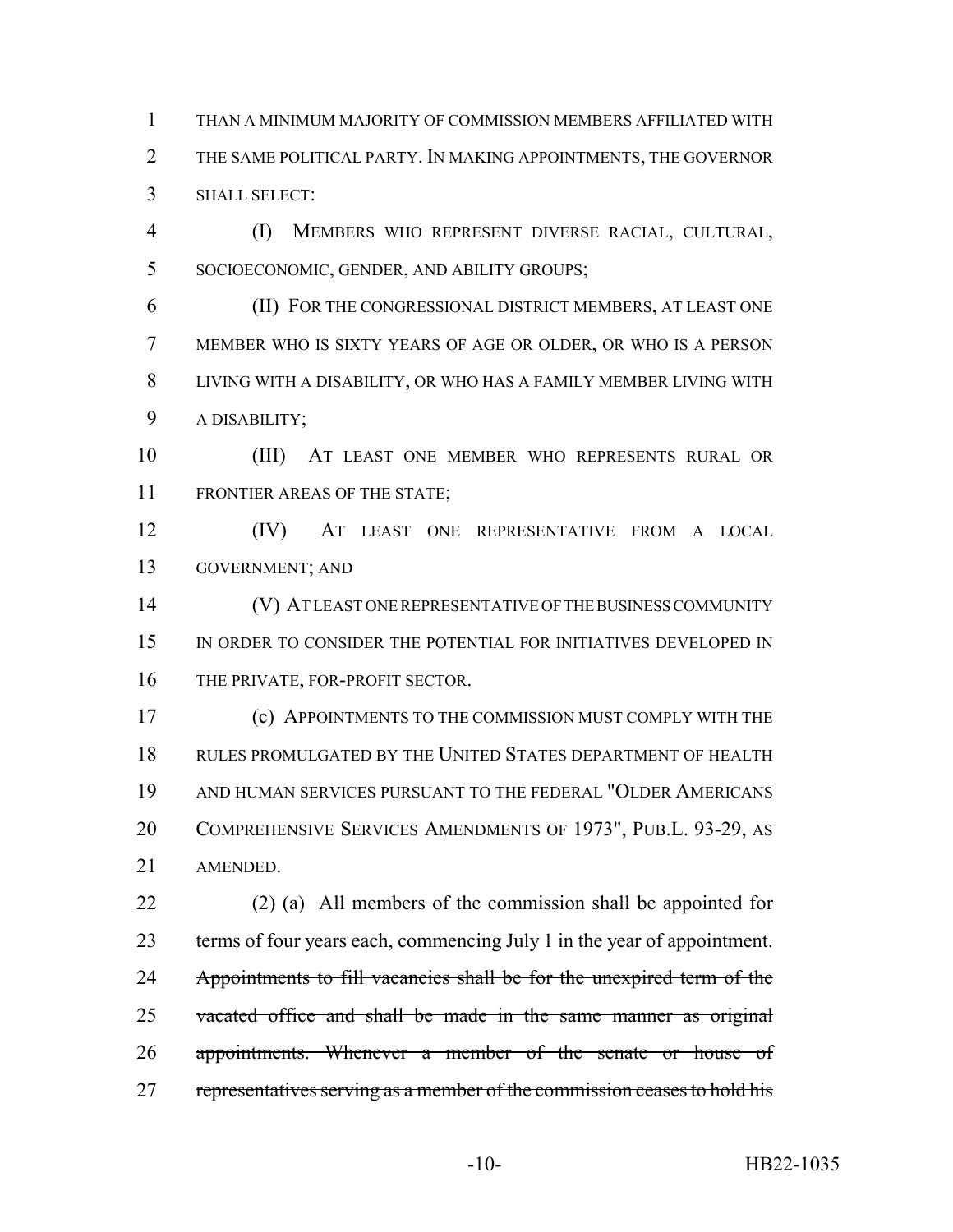THAN A MINIMUM MAJORITY OF COMMISSION MEMBERS AFFILIATED WITH THE SAME POLITICAL PARTY. IN MAKING APPOINTMENTS, THE GOVERNOR SHALL SELECT:

(I) MEMBERS WHO REPRESENT DIVERSE RACIAL, CULTURAL, SOCIOECONOMIC, GENDER, AND ABILITY GROUPS;

(II) FOR THE CONGRESSIONAL DISTRICT MEMBERS, AT LEAST ONE MEMBER WHO IS SIXTY YEARS OF AGE OR OLDER, OR WHO IS A PERSON LIVING WITH A DISABILITY, OR WHO HAS A FAMILY MEMBER LIVING WITH A DISABILITY;

(III) AT LEAST ONE MEMBER WHO REPRESENTS RURAL OR FRONTIER AREAS OF THE STATE;

(IV) AT LEAST ONE REPRESENTATIVE FROM A LOCAL GOVERNMENT; AND

(V) AT LEAST ONE REPRESENTATIVE OF THE BUSINESS COMMUNITY IN ORDER TO CONSIDER THE POTENTIAL FOR INITIATIVES DEVELOPED IN THE PRIVATE, FOR-PROFIT SECTOR.

(c) APPOINTMENTS TO THE COMMISSION MUST COMPLY WITH THE RULES PROMULGATED BY THE UNITED STATES DEPARTMENT OF HEALTH AND HUMAN SERVICES PURSUANT TO THE FEDERAL "OLDER AMERICANS COMPREHENSIVE SERVICES AMENDMENTS OF 1973", PUB.L. 93-29, AS AMENDED.

(2) (a) ~~All members of the commission shall be appointed for terms of four years each, commencing July 1 in the year of appointment. Appointments to fill vacancies shall be for the unexpired term of the vacated office and shall be made in the same manner as original appointments. Whenever a member of the senate or house of representatives serving as a member of the commission ceases to hold his~~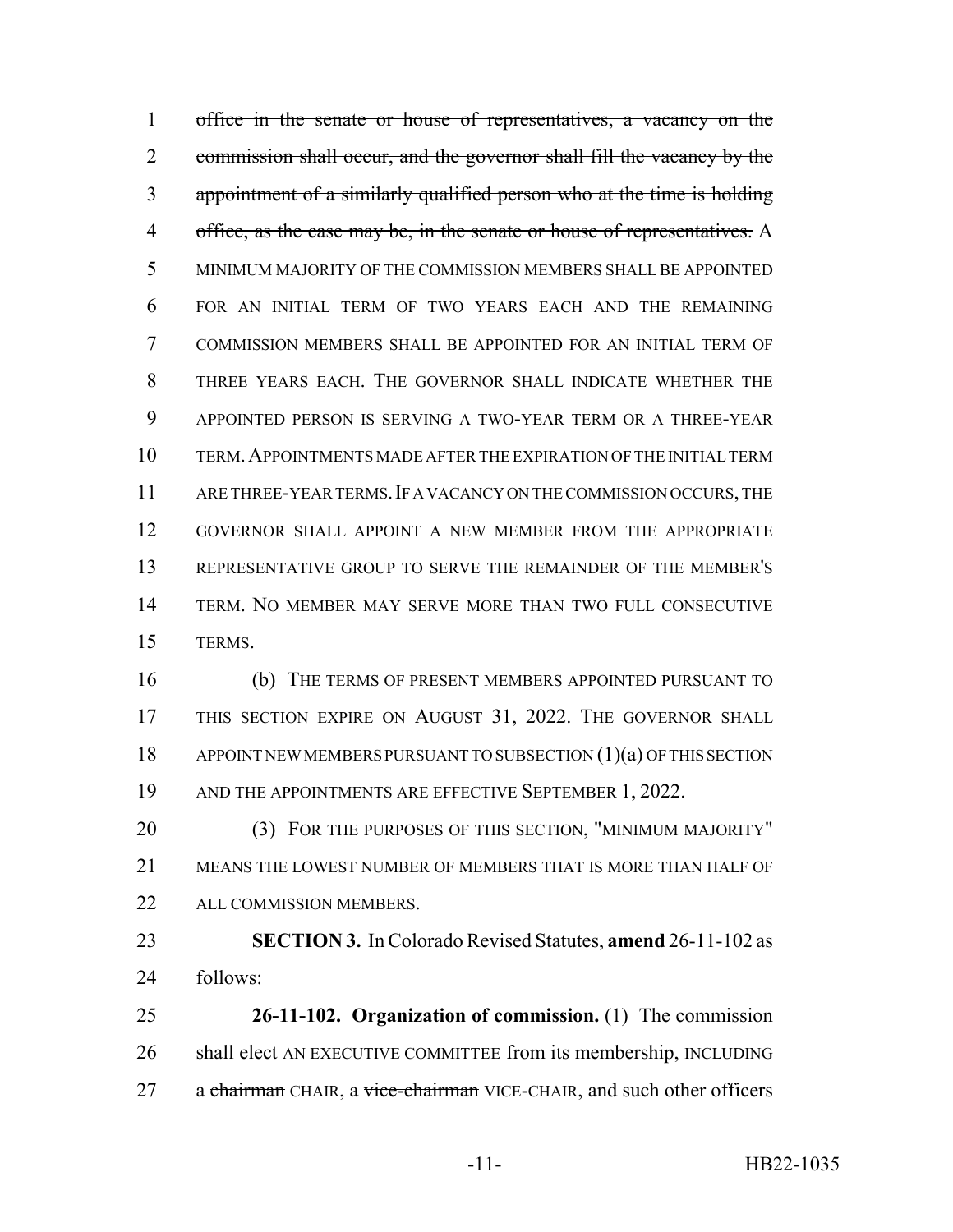~~office in the senate or house of representatives, a vacancy on the commission shall occur, and the governor shall fill the vacancy by the appointment of a similarly qualified person who at the time is holding office, as the case may be, in the senate or house of representatives.~~ A MINIMUM MAJORITY OF THE COMMISSION MEMBERS SHALL BE APPOINTED FOR AN INITIAL TERM OF TWO YEARS EACH AND THE REMAINING COMMISSION MEMBERS SHALL BE APPOINTED FOR AN INITIAL TERM OF THREE YEARS EACH. THE GOVERNOR SHALL INDICATE WHETHER THE APPOINTED PERSON IS SERVING A TWO-YEAR TERM OR A THREE-YEAR TERM. APPOINTMENTS MADE AFTER THE EXPIRATION OF THE INITIAL TERM ARE THREE-YEAR TERMS. IF A VACANCY ON THE COMMISSION OCCURS, THE GOVERNOR SHALL APPOINT A NEW MEMBER FROM THE APPROPRIATE REPRESENTATIVE GROUP TO SERVE THE REMAINDER OF THE MEMBER'S TERM. NO MEMBER MAY SERVE MORE THAN TWO FULL CONSECUTIVE TERMS.

(b) THE TERMS OF PRESENT MEMBERS APPOINTED PURSUANT TO THIS SECTION EXPIRE ON AUGUST 31, 2022. THE GOVERNOR SHALL APPOINT NEW MEMBERS PURSUANT TO SUBSECTION (1)(a) OF THIS SECTION AND THE APPOINTMENTS ARE EFFECTIVE SEPTEMBER 1, 2022.

(3) FOR THE PURPOSES OF THIS SECTION, "MINIMUM MAJORITY" MEANS THE LOWEST NUMBER OF MEMBERS THAT IS MORE THAN HALF OF ALL COMMISSION MEMBERS.

**SECTION 3.** In Colorado Revised Statutes, **amend** 26-11-102 as follows:

**26-11-102. Organization of commission.** (1) The commission shall elect AN EXECUTIVE COMMITTEE from its membership, INCLUDING a ~~chairman~~ CHAIR, a ~~vice-chairman~~ VICE-CHAIR, and such other officers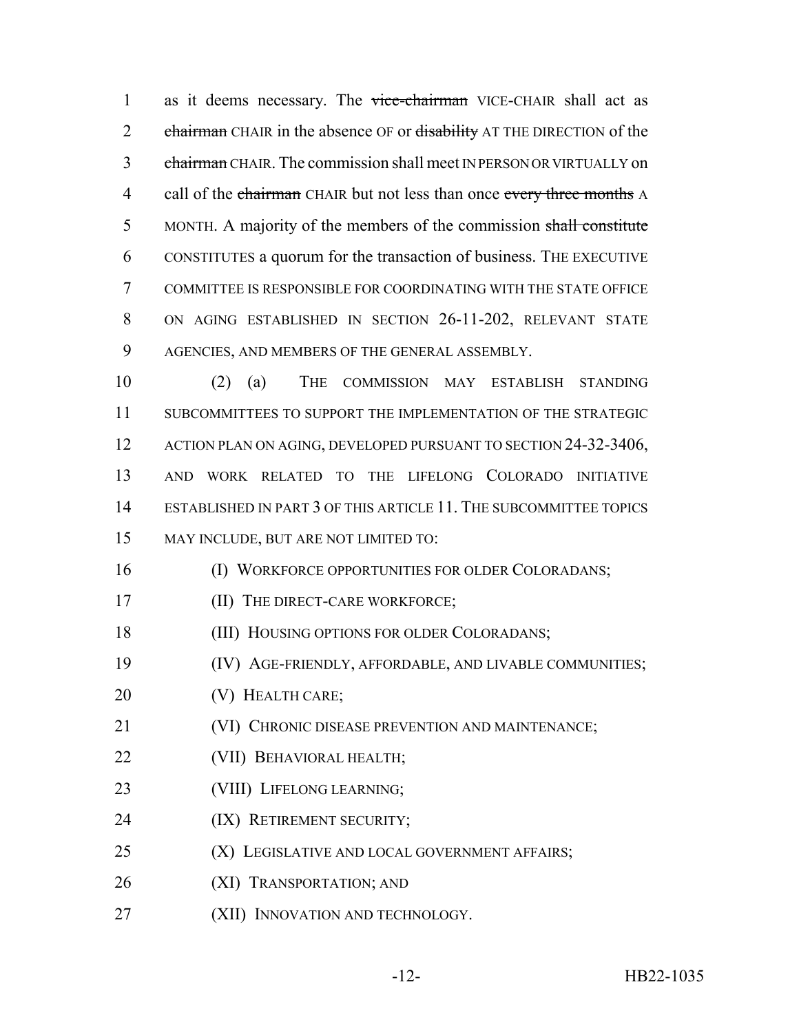as it deems necessary. The ~~vice-chairman~~ VICE-CHAIR shall act as ~~chairman~~ CHAIR in the absence OF or ~~disability~~ AT THE DIRECTION of the ~~chairman~~ CHAIR. The commission shall meet IN PERSON OR VIRTUALLY on call of the ~~chairman~~ CHAIR but not less than once ~~every three months~~ A MONTH. A majority of the members of the commission ~~shall constitute~~ CONSTITUTES a quorum for the transaction of business. THE EXECUTIVE COMMITTEE IS RESPONSIBLE FOR COORDINATING WITH THE STATE OFFICE ON AGING ESTABLISHED IN SECTION 26-11-202, RELEVANT STATE AGENCIES, AND MEMBERS OF THE GENERAL ASSEMBLY.

(2) (a) THE COMMISSION MAY ESTABLISH STANDING SUBCOMMITTEES TO SUPPORT THE IMPLEMENTATION OF THE STRATEGIC ACTION PLAN ON AGING, DEVELOPED PURSUANT TO SECTION 24-32-3406, AND WORK RELATED TO THE LIFELONG COLORADO INITIATIVE ESTABLISHED IN PART 3 OF THIS ARTICLE 11. THE SUBCOMMITTEE TOPICS MAY INCLUDE, BUT ARE NOT LIMITED TO:

(I) WORKFORCE OPPORTUNITIES FOR OLDER COLORADANS;

(II) THE DIRECT-CARE WORKFORCE;

(III) HOUSING OPTIONS FOR OLDER COLORADANS;

(IV) AGE-FRIENDLY, AFFORDABLE, AND LIVABLE COMMUNITIES;

(V) HEALTH CARE;

(VI) CHRONIC DISEASE PREVENTION AND MAINTENANCE;

(VII) BEHAVIORAL HEALTH;

(VIII) LIFELONG LEARNING;

(IX) RETIREMENT SECURITY;

(X) LEGISLATIVE AND LOCAL GOVERNMENT AFFAIRS;

(XI) TRANSPORTATION; AND

(XII) INNOVATION AND TECHNOLOGY.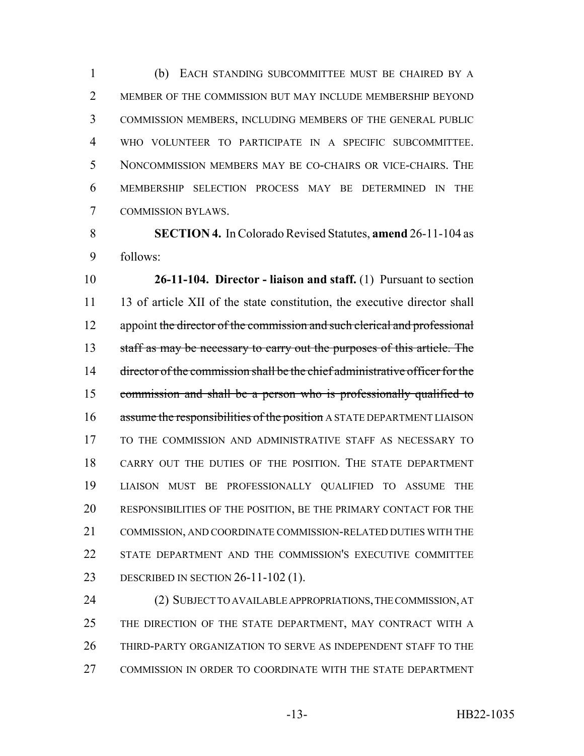(b) EACH STANDING SUBCOMMITTEE MUST BE CHAIRED BY A MEMBER OF THE COMMISSION BUT MAY INCLUDE MEMBERSHIP BEYOND COMMISSION MEMBERS, INCLUDING MEMBERS OF THE GENERAL PUBLIC WHO VOLUNTEER TO PARTICIPATE IN A SPECIFIC SUBCOMMITTEE. NONCOMMISSION MEMBERS MAY BE CO-CHAIRS OR VICE-CHAIRS. THE MEMBERSHIP SELECTION PROCESS MAY BE DETERMINED IN THE COMMISSION BYLAWS.

**SECTION 4.** In Colorado Revised Statutes, **amend** 26-11-104 as follows:

**26-11-104. Director - liaison and staff.** (1) Pursuant to section 13 of article XII of the state constitution, the executive director shall appoint ~~the director of the commission and such clerical and professional staff as may be necessary to carry out the purposes of this article. The director of the commission shall be the chief administrative officer for the commission and shall be a person who is professionally qualified to assume the responsibilities of the position~~ A STATE DEPARTMENT LIAISON TO THE COMMISSION AND ADMINISTRATIVE STAFF AS NECESSARY TO CARRY OUT THE DUTIES OF THE POSITION. THE STATE DEPARTMENT LIAISON MUST BE PROFESSIONALLY QUALIFIED TO ASSUME THE RESPONSIBILITIES OF THE POSITION, BE THE PRIMARY CONTACT FOR THE COMMISSION, AND COORDINATE COMMISSION-RELATED DUTIES WITH THE STATE DEPARTMENT AND THE COMMISSION'S EXECUTIVE COMMITTEE DESCRIBED IN SECTION 26-11-102 (1).

(2) SUBJECT TO AVAILABLE APPROPRIATIONS, THE COMMISSION, AT THE DIRECTION OF THE STATE DEPARTMENT, MAY CONTRACT WITH A THIRD-PARTY ORGANIZATION TO SERVE AS INDEPENDENT STAFF TO THE COMMISSION IN ORDER TO COORDINATE WITH THE STATE DEPARTMENT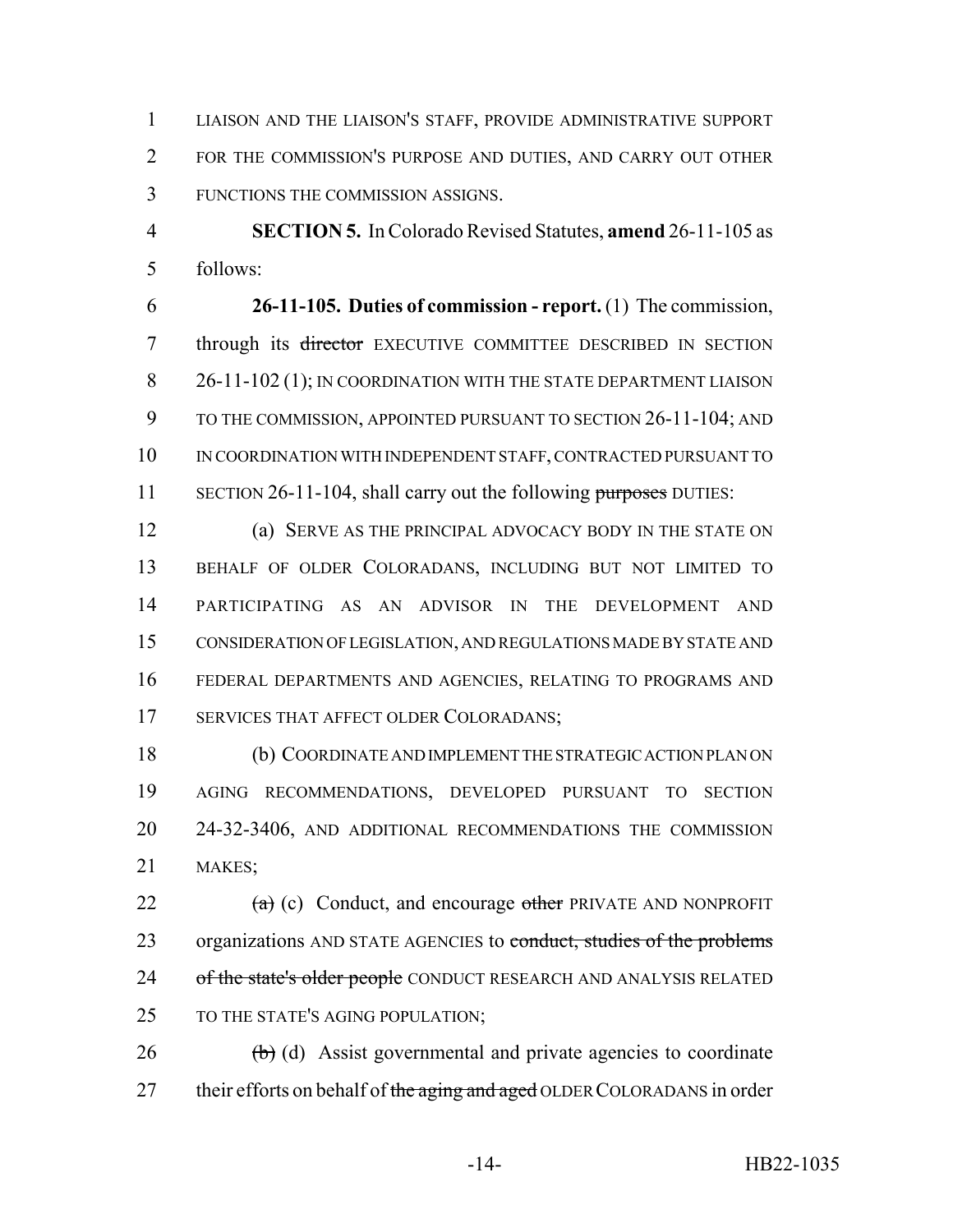LIAISON AND THE LIAISON'S STAFF, PROVIDE ADMINISTRATIVE SUPPORT FOR THE COMMISSION'S PURPOSE AND DUTIES, AND CARRY OUT OTHER FUNCTIONS THE COMMISSION ASSIGNS.

**SECTION 5.** In Colorado Revised Statutes, **amend** 26-11-105 as follows:

**26-11-105. Duties of commission - report.** (1) The commission, through its ~~director~~ EXECUTIVE COMMITTEE DESCRIBED IN SECTION 26-11-102 (1); IN COORDINATION WITH THE STATE DEPARTMENT LIAISON TO THE COMMISSION, APPOINTED PURSUANT TO SECTION 26-11-104; AND IN COORDINATION WITH INDEPENDENT STAFF, CONTRACTED PURSUANT TO SECTION 26-11-104, shall carry out the following ~~purposes~~ DUTIES:

(a) SERVE AS THE PRINCIPAL ADVOCACY BODY IN THE STATE ON BEHALF OF OLDER COLORADANS, INCLUDING BUT NOT LIMITED TO PARTICIPATING AS AN ADVISOR IN THE DEVELOPMENT AND CONSIDERATION OF LEGISLATION, AND REGULATIONS MADE BY STATE AND FEDERAL DEPARTMENTS AND AGENCIES, RELATING TO PROGRAMS AND SERVICES THAT AFFECT OLDER COLORADANS;

(b) COORDINATE AND IMPLEMENT THE STRATEGIC ACTION PLAN ON AGING RECOMMENDATIONS, DEVELOPED PURSUANT TO SECTION 24-32-3406, AND ADDITIONAL RECOMMENDATIONS THE COMMISSION MAKES;

~~(a)~~ (c) Conduct, and encourage ~~other~~ PRIVATE AND NONPROFIT organizations AND STATE AGENCIES to ~~conduct, studies of the problems of the state's older people~~ CONDUCT RESEARCH AND ANALYSIS RELATED TO THE STATE'S AGING POPULATION;

~~(b)~~ (d) Assist governmental and private agencies to coordinate their efforts on behalf of ~~the aging and aged~~ OLDER COLORADANS in order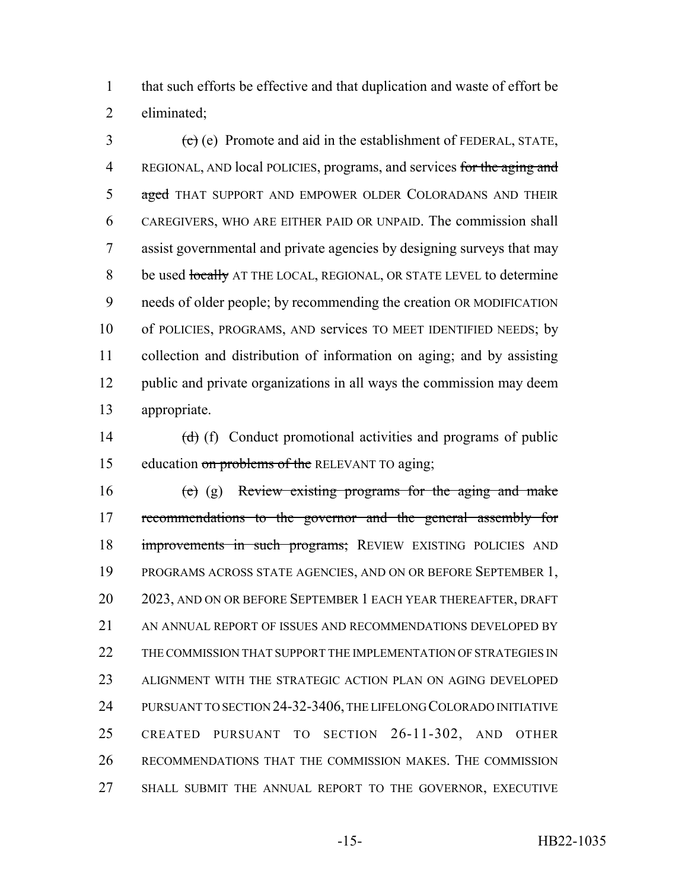that such efforts be effective and that duplication and waste of effort be eliminated;

~~(c)~~ (e) Promote and aid in the establishment of FEDERAL, STATE, REGIONAL, AND local POLICIES, programs, and services ~~for the aging and aged~~ THAT SUPPORT AND EMPOWER OLDER COLORADANS AND THEIR CAREGIVERS, WHO ARE EITHER PAID OR UNPAID. The commission shall assist governmental and private agencies by designing surveys that may be used ~~locally~~ AT THE LOCAL, REGIONAL, OR STATE LEVEL to determine needs of older people; by recommending the creation OR MODIFICATION of POLICIES, PROGRAMS, AND services TO MEET IDENTIFIED NEEDS; by collection and distribution of information on aging; and by assisting public and private organizations in all ways the commission may deem appropriate.

~~(d)~~ (f) Conduct promotional activities and programs of public education ~~on problems of the~~ RELEVANT TO aging;

~~(e)~~ (g) ~~Review existing programs for the aging and make recommendations to the governor and the general assembly for improvements in such programs;~~ REVIEW EXISTING POLICIES AND PROGRAMS ACROSS STATE AGENCIES, AND ON OR BEFORE SEPTEMBER 1, 2023, AND ON OR BEFORE SEPTEMBER 1 EACH YEAR THEREAFTER, DRAFT AN ANNUAL REPORT OF ISSUES AND RECOMMENDATIONS DEVELOPED BY THE COMMISSION THAT SUPPORT THE IMPLEMENTATION OF STRATEGIES IN ALIGNMENT WITH THE STRATEGIC ACTION PLAN ON AGING DEVELOPED PURSUANT TO SECTION 24-32-3406, THE LIFELONG COLORADO INITIATIVE CREATED PURSUANT TO SECTION 26-11-302, AND OTHER RECOMMENDATIONS THAT THE COMMISSION MAKES. THE COMMISSION SHALL SUBMIT THE ANNUAL REPORT TO THE GOVERNOR, EXECUTIVE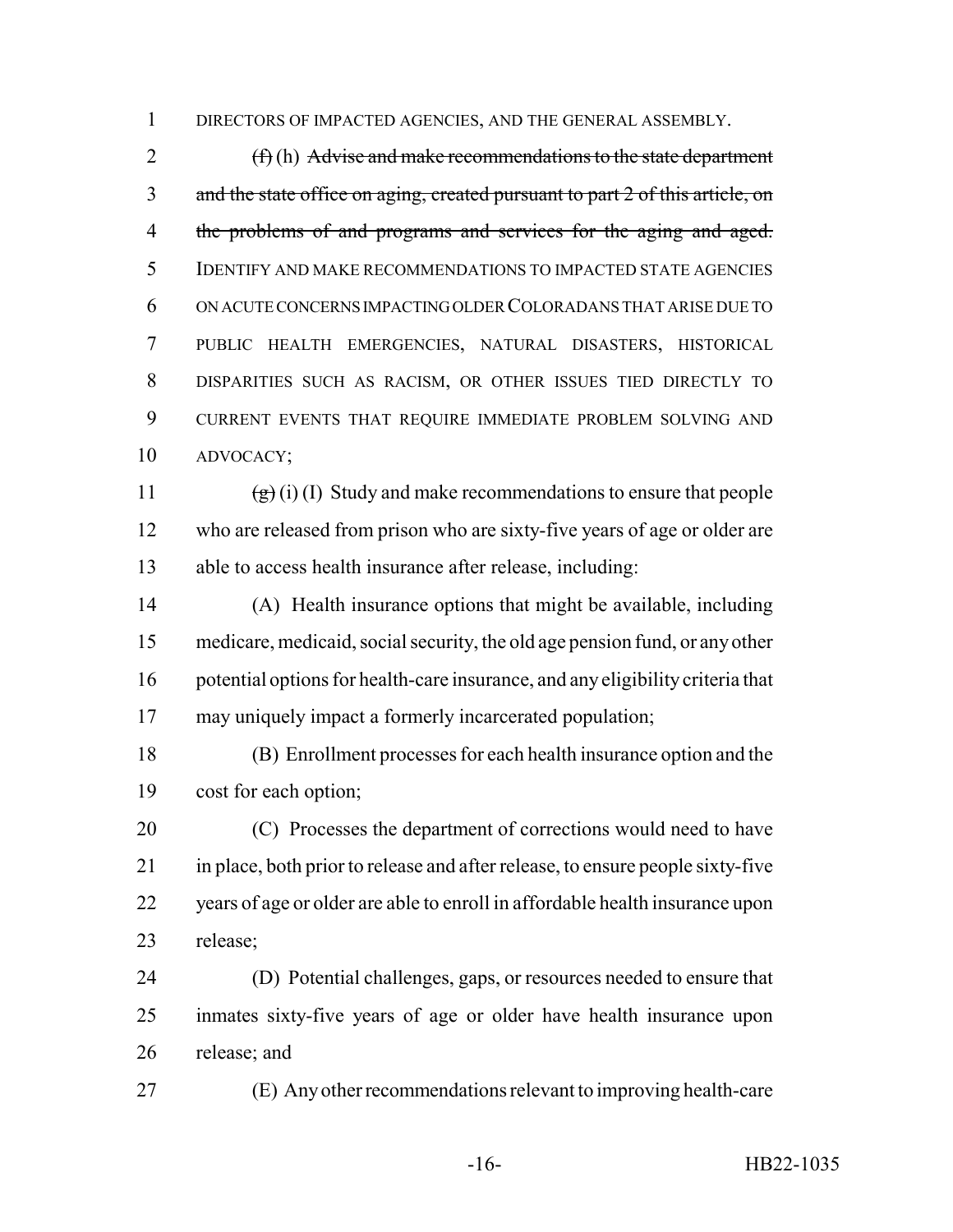DIRECTORS OF IMPACTED AGENCIES, AND THE GENERAL ASSEMBLY.

~~(f)~~ (h) ~~Advise and make recommendations to the state department and the state office on aging, created pursuant to part 2 of this article, on the problems of and programs and services for the aging and aged.~~ IDENTIFY AND MAKE RECOMMENDATIONS TO IMPACTED STATE AGENCIES ON ACUTE CONCERNS IMPACTING OLDER COLORADANS THAT ARISE DUE TO PUBLIC HEALTH EMERGENCIES, NATURAL DISASTERS, HISTORICAL DISPARITIES SUCH AS RACISM, OR OTHER ISSUES TIED DIRECTLY TO CURRENT EVENTS THAT REQUIRE IMMEDIATE PROBLEM SOLVING AND ADVOCACY;

~~(g)~~ (i) (I) Study and make recommendations to ensure that people who are released from prison who are sixty-five years of age or older are able to access health insurance after release, including:

(A) Health insurance options that might be available, including medicare, medicaid, social security, the old age pension fund, or any other potential options for health-care insurance, and any eligibility criteria that may uniquely impact a formerly incarcerated population;

(B) Enrollment processes for each health insurance option and the cost for each option;

(C) Processes the department of corrections would need to have in place, both prior to release and after release, to ensure people sixty-five years of age or older are able to enroll in affordable health insurance upon release;

(D) Potential challenges, gaps, or resources needed to ensure that inmates sixty-five years of age or older have health insurance upon release; and

(E) Any other recommendations relevant to improving health-care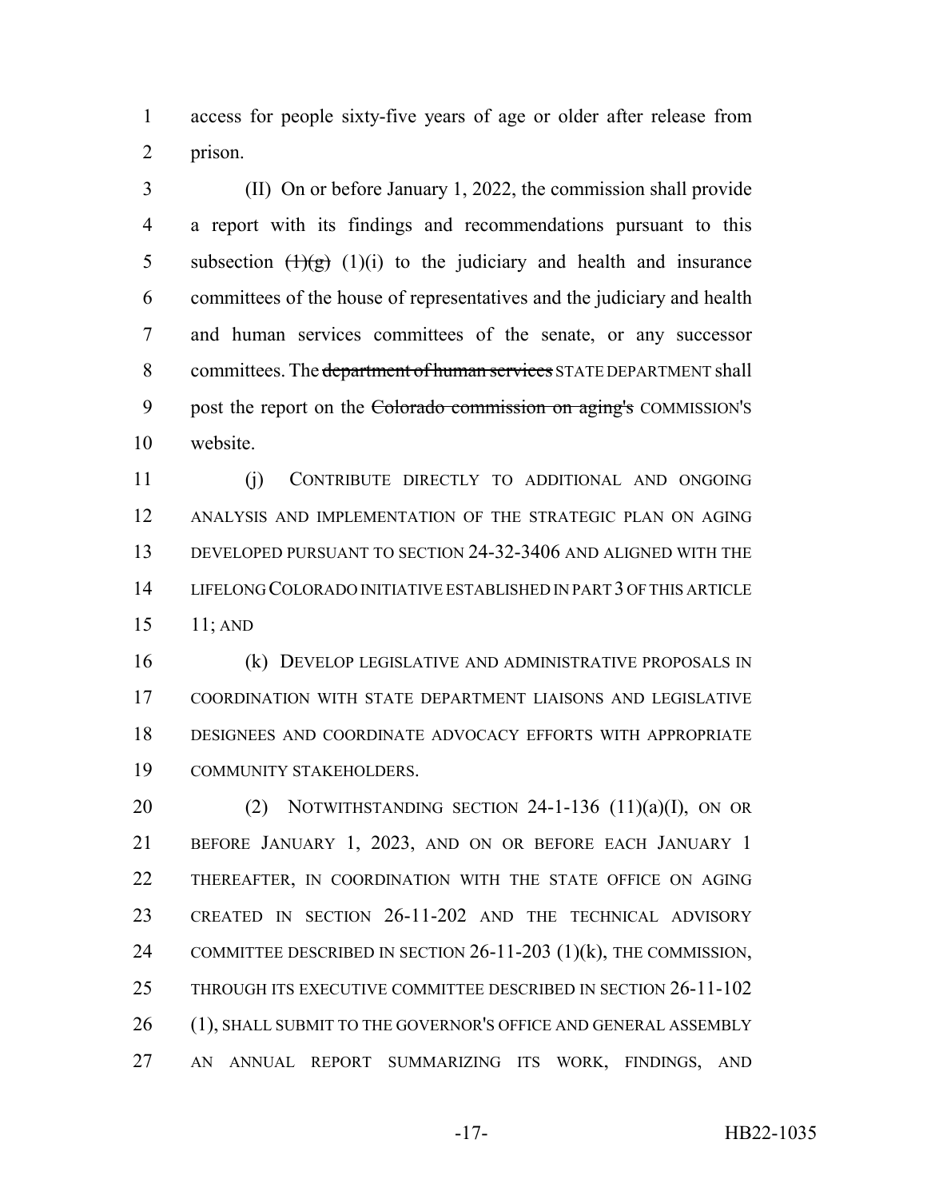access for people sixty-five years of age or older after release from prison.

(II) On or before January 1, 2022, the commission shall provide a report with its findings and recommendations pursuant to this subsection ~~(1)(g)~~ (1)(i) to the judiciary and health and insurance committees of the house of representatives and the judiciary and health and human services committees of the senate, or any successor committees. The ~~department of human services~~ STATE DEPARTMENT shall post the report on the ~~Colorado commission on aging's~~ COMMISSION'S website.

(j) CONTRIBUTE DIRECTLY TO ADDITIONAL AND ONGOING ANALYSIS AND IMPLEMENTATION OF THE STRATEGIC PLAN ON AGING DEVELOPED PURSUANT TO SECTION 24-32-3406 AND ALIGNED WITH THE LIFELONG COLORADO INITIATIVE ESTABLISHED IN PART 3 OF THIS ARTICLE 11; AND

(k) DEVELOP LEGISLATIVE AND ADMINISTRATIVE PROPOSALS IN COORDINATION WITH STATE DEPARTMENT LIAISONS AND LEGISLATIVE DESIGNEES AND COORDINATE ADVOCACY EFFORTS WITH APPROPRIATE COMMUNITY STAKEHOLDERS.

(2) NOTWITHSTANDING SECTION 24-1-136 (11)(a)(I), ON OR BEFORE JANUARY 1, 2023, AND ON OR BEFORE EACH JANUARY 1 THEREAFTER, IN COORDINATION WITH THE STATE OFFICE ON AGING CREATED IN SECTION 26-11-202 AND THE TECHNICAL ADVISORY COMMITTEE DESCRIBED IN SECTION 26-11-203 (1)(k), THE COMMISSION, THROUGH ITS EXECUTIVE COMMITTEE DESCRIBED IN SECTION 26-11-102 (1), SHALL SUBMIT TO THE GOVERNOR'S OFFICE AND GENERAL ASSEMBLY AN ANNUAL REPORT SUMMARIZING ITS WORK, FINDINGS, AND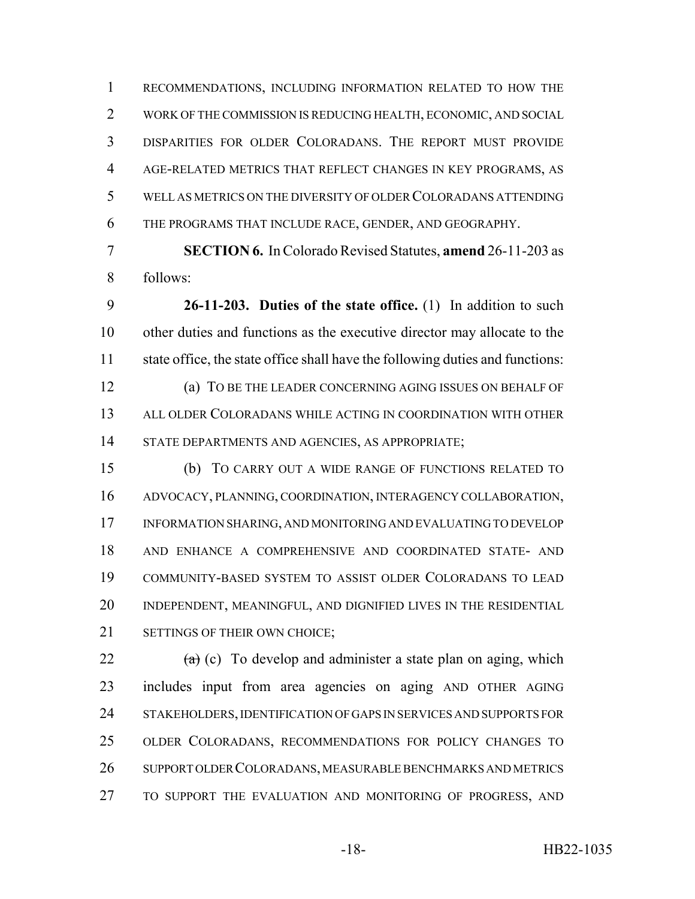RECOMMENDATIONS, INCLUDING INFORMATION RELATED TO HOW THE WORK OF THE COMMISSION IS REDUCING HEALTH, ECONOMIC, AND SOCIAL DISPARITIES FOR OLDER COLORADANS. THE REPORT MUST PROVIDE AGE-RELATED METRICS THAT REFLECT CHANGES IN KEY PROGRAMS, AS WELL AS METRICS ON THE DIVERSITY OF OLDER COLORADANS ATTENDING THE PROGRAMS THAT INCLUDE RACE, GENDER, AND GEOGRAPHY.

**SECTION 6.** In Colorado Revised Statutes, **amend** 26-11-203 as follows:

**26-11-203. Duties of the state office.** (1) In addition to such other duties and functions as the executive director may allocate to the state office, the state office shall have the following duties and functions:

(a) TO BE THE LEADER CONCERNING AGING ISSUES ON BEHALF OF ALL OLDER COLORADANS WHILE ACTING IN COORDINATION WITH OTHER STATE DEPARTMENTS AND AGENCIES, AS APPROPRIATE;

(b) TO CARRY OUT A WIDE RANGE OF FUNCTIONS RELATED TO ADVOCACY, PLANNING, COORDINATION, INTERAGENCY COLLABORATION, INFORMATION SHARING, AND MONITORING AND EVALUATING TO DEVELOP AND ENHANCE A COMPREHENSIVE AND COORDINATED STATE- AND COMMUNITY-BASED SYSTEM TO ASSIST OLDER COLORADANS TO LEAD INDEPENDENT, MEANINGFUL, AND DIGNIFIED LIVES IN THE RESIDENTIAL SETTINGS OF THEIR OWN CHOICE;

~~(a)~~ (c) To develop and administer a state plan on aging, which includes input from area agencies on aging AND OTHER AGING STAKEHOLDERS, IDENTIFICATION OF GAPS IN SERVICES AND SUPPORTS FOR OLDER COLORADANS, RECOMMENDATIONS FOR POLICY CHANGES TO SUPPORT OLDER COLORADANS, MEASURABLE BENCHMARKS AND METRICS TO SUPPORT THE EVALUATION AND MONITORING OF PROGRESS, AND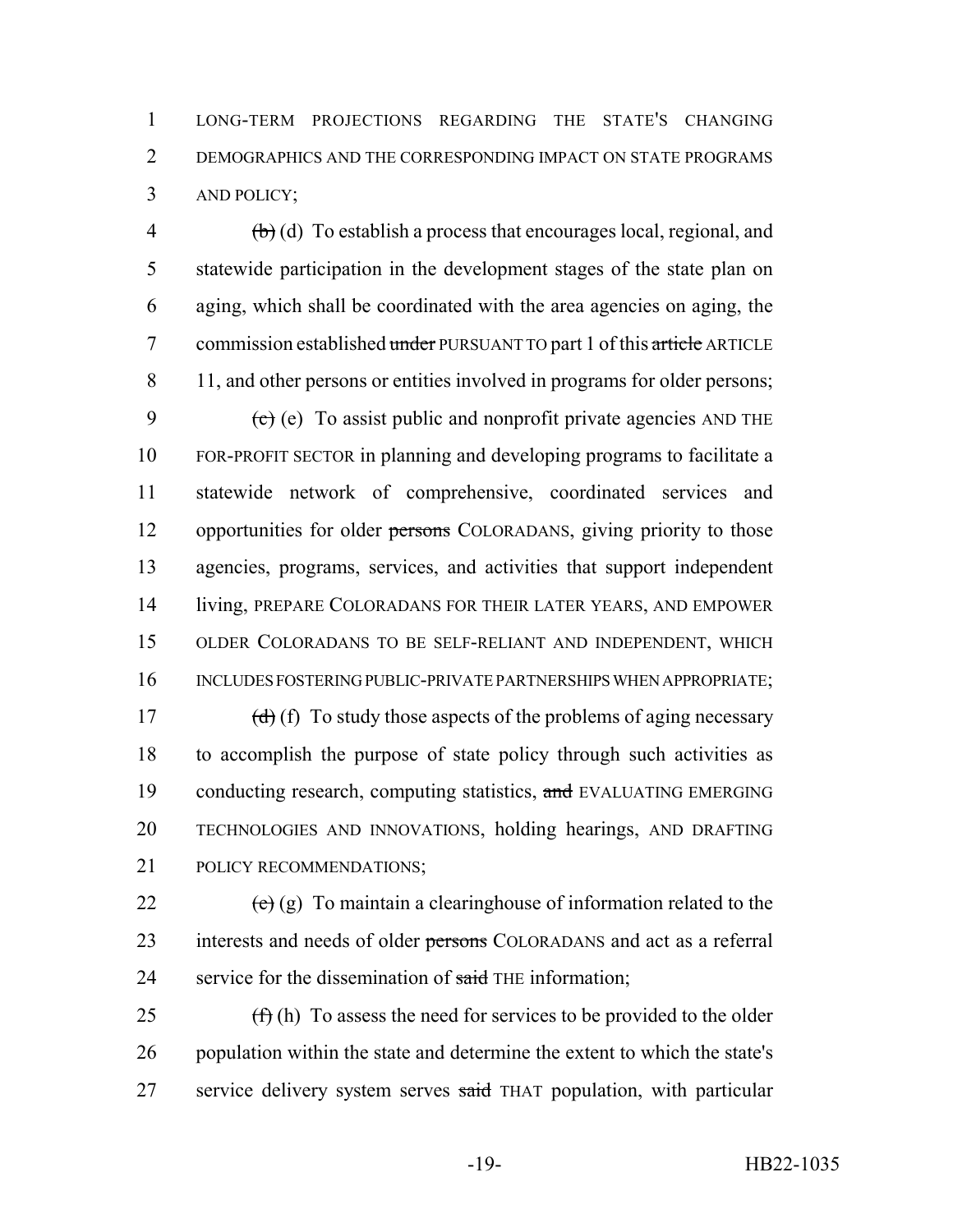LONG-TERM PROJECTIONS REGARDING THE STATE'S CHANGING DEMOGRAPHICS AND THE CORRESPONDING IMPACT ON STATE PROGRAMS AND POLICY;

~~(b)~~ (d) To establish a process that encourages local, regional, and statewide participation in the development stages of the state plan on aging, which shall be coordinated with the area agencies on aging, the commission established ~~under~~ PURSUANT TO part 1 of this ~~article~~ ARTICLE 11, and other persons or entities involved in programs for older persons;

~~(c)~~ (e) To assist public and nonprofit private agencies AND THE FOR-PROFIT SECTOR in planning and developing programs to facilitate a statewide network of comprehensive, coordinated services and opportunities for older ~~persons~~ COLORADANS, giving priority to those agencies, programs, services, and activities that support independent living, PREPARE COLORADANS FOR THEIR LATER YEARS, AND EMPOWER OLDER COLORADANS TO BE SELF-RELIANT AND INDEPENDENT, WHICH INCLUDES FOSTERING PUBLIC-PRIVATE PARTNERSHIPS WHEN APPROPRIATE;

~~(d)~~ (f) To study those aspects of the problems of aging necessary to accomplish the purpose of state policy through such activities as conducting research, computing statistics, ~~and~~ EVALUATING EMERGING TECHNOLOGIES AND INNOVATIONS, holding hearings, AND DRAFTING POLICY RECOMMENDATIONS;

~~(e)~~ (g) To maintain a clearinghouse of information related to the interests and needs of older ~~persons~~ COLORADANS and act as a referral service for the dissemination of ~~said~~ THE information;

~~(f)~~ (h) To assess the need for services to be provided to the older population within the state and determine the extent to which the state's service delivery system serves ~~said~~ THAT population, with particular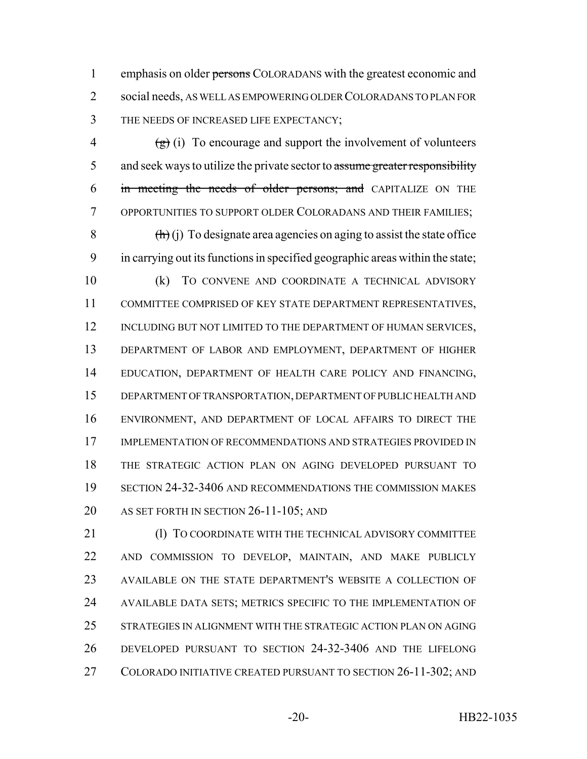emphasis on older ~~persons~~ COLORADANS with the greatest economic and social needs, AS WELL AS EMPOWERING OLDER COLORADANS TO PLAN FOR THE NEEDS OF INCREASED LIFE EXPECTANCY;

~~(g)~~ (i) To encourage and support the involvement of volunteers and seek ways to utilize the private sector to ~~assume greater responsibility in meeting the needs of older persons; and~~ CAPITALIZE ON THE OPPORTUNITIES TO SUPPORT OLDER COLORADANS AND THEIR FAMILIES;

~~(h)~~ (j) To designate area agencies on aging to assist the state office in carrying out its functions in specified geographic areas within the state;

(k) TO CONVENE AND COORDINATE A TECHNICAL ADVISORY COMMITTEE COMPRISED OF KEY STATE DEPARTMENT REPRESENTATIVES, INCLUDING BUT NOT LIMITED TO THE DEPARTMENT OF HUMAN SERVICES, DEPARTMENT OF LABOR AND EMPLOYMENT, DEPARTMENT OF HIGHER EDUCATION, DEPARTMENT OF HEALTH CARE POLICY AND FINANCING, DEPARTMENT OF TRANSPORTATION, DEPARTMENT OF PUBLIC HEALTH AND ENVIRONMENT, AND DEPARTMENT OF LOCAL AFFAIRS TO DIRECT THE IMPLEMENTATION OF RECOMMENDATIONS AND STRATEGIES PROVIDED IN THE STRATEGIC ACTION PLAN ON AGING DEVELOPED PURSUANT TO SECTION 24-32-3406 AND RECOMMENDATIONS THE COMMISSION MAKES AS SET FORTH IN SECTION 26-11-105; AND

(l) TO COORDINATE WITH THE TECHNICAL ADVISORY COMMITTEE AND COMMISSION TO DEVELOP, MAINTAIN, AND MAKE PUBLICLY AVAILABLE ON THE STATE DEPARTMENT'S WEBSITE A COLLECTION OF AVAILABLE DATA SETS; METRICS SPECIFIC TO THE IMPLEMENTATION OF STRATEGIES IN ALIGNMENT WITH THE STRATEGIC ACTION PLAN ON AGING DEVELOPED PURSUANT TO SECTION 24-32-3406 AND THE LIFELONG COLORADO INITIATIVE CREATED PURSUANT TO SECTION 26-11-302; AND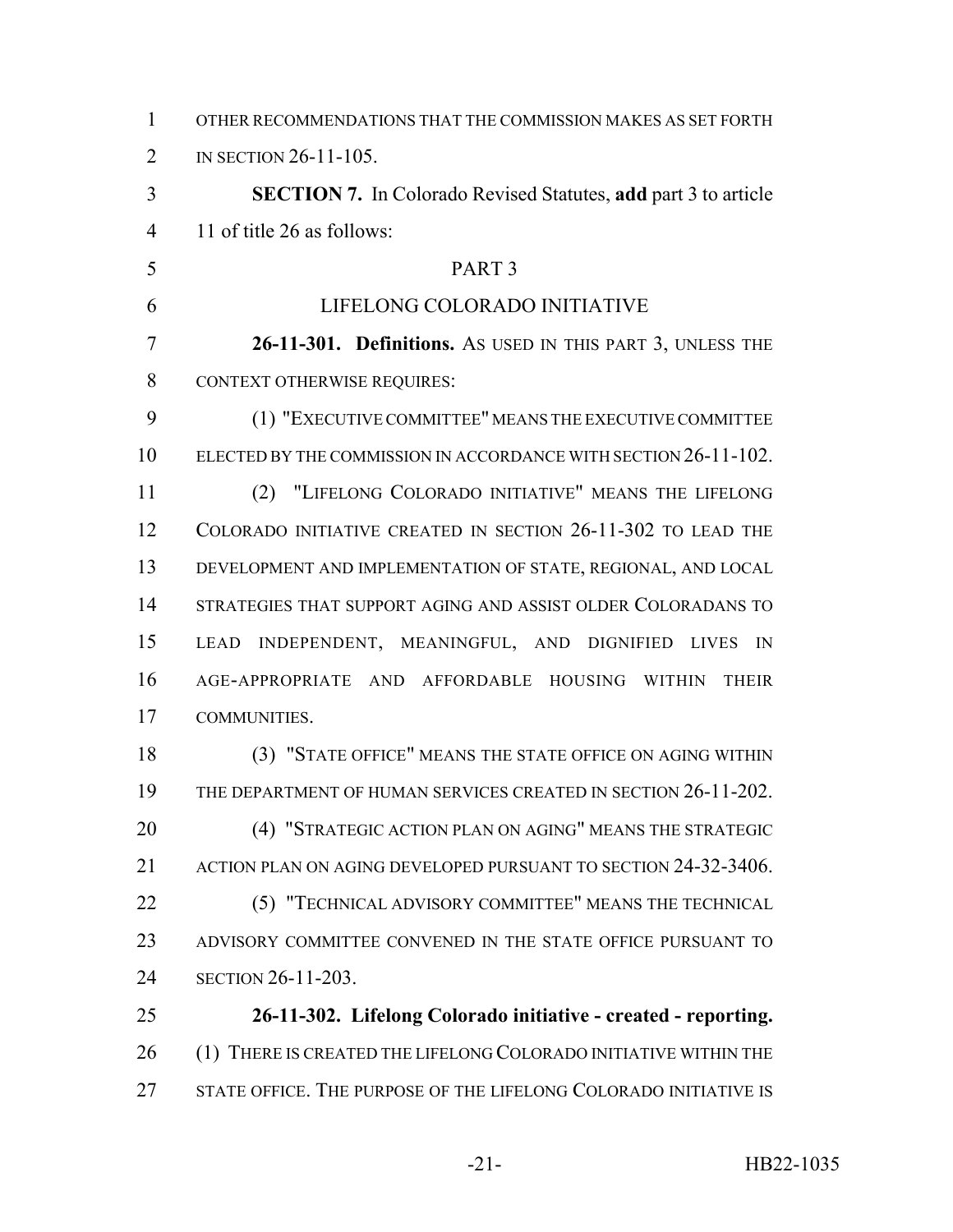OTHER RECOMMENDATIONS THAT THE COMMISSION MAKES AS SET FORTH IN SECTION 26-11-105.

**SECTION 7.** In Colorado Revised Statutes, **add** part 3 to article 11 of title 26 as follows:

PART 3

LIFELONG COLORADO INITIATIVE

**26-11-301. Definitions.** AS USED IN THIS PART 3, UNLESS THE CONTEXT OTHERWISE REQUIRES:

(1) "EXECUTIVE COMMITTEE" MEANS THE EXECUTIVE COMMITTEE ELECTED BY THE COMMISSION IN ACCORDANCE WITH SECTION 26-11-102.

(2) "LIFELONG COLORADO INITIATIVE" MEANS THE LIFELONG COLORADO INITIATIVE CREATED IN SECTION 26-11-302 TO LEAD THE DEVELOPMENT AND IMPLEMENTATION OF STATE, REGIONAL, AND LOCAL STRATEGIES THAT SUPPORT AGING AND ASSIST OLDER COLORADANS TO LEAD INDEPENDENT, MEANINGFUL, AND DIGNIFIED LIVES IN AGE-APPROPRIATE AND AFFORDABLE HOUSING WITHIN THEIR COMMUNITIES.

(3) "STATE OFFICE" MEANS THE STATE OFFICE ON AGING WITHIN THE DEPARTMENT OF HUMAN SERVICES CREATED IN SECTION 26-11-202.

(4) "STRATEGIC ACTION PLAN ON AGING" MEANS THE STRATEGIC ACTION PLAN ON AGING DEVELOPED PURSUANT TO SECTION 24-32-3406.

(5) "TECHNICAL ADVISORY COMMITTEE" MEANS THE TECHNICAL ADVISORY COMMITTEE CONVENED IN THE STATE OFFICE PURSUANT TO SECTION 26-11-203.

**26-11-302. Lifelong Colorado initiative - created - reporting.** (1) THERE IS CREATED THE LIFELONG COLORADO INITIATIVE WITHIN THE STATE OFFICE. THE PURPOSE OF THE LIFELONG COLORADO INITIATIVE IS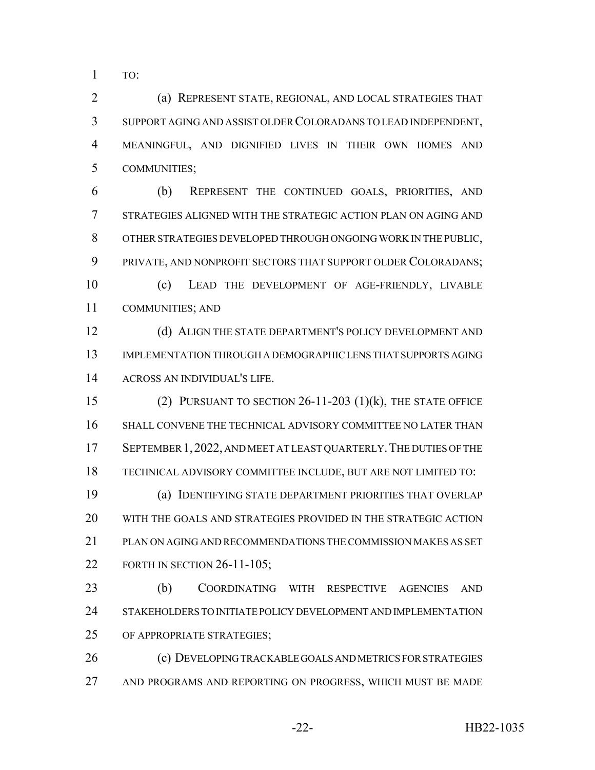TO:

(a) REPRESENT STATE, REGIONAL, AND LOCAL STRATEGIES THAT SUPPORT AGING AND ASSIST OLDER COLORADANS TO LEAD INDEPENDENT, MEANINGFUL, AND DIGNIFIED LIVES IN THEIR OWN HOMES AND COMMUNITIES;

(b) REPRESENT THE CONTINUED GOALS, PRIORITIES, AND STRATEGIES ALIGNED WITH THE STRATEGIC ACTION PLAN ON AGING AND OTHER STRATEGIES DEVELOPED THROUGH ONGOING WORK IN THE PUBLIC, PRIVATE, AND NONPROFIT SECTORS THAT SUPPORT OLDER COLORADANS;

(c) LEAD THE DEVELOPMENT OF AGE-FRIENDLY, LIVABLE COMMUNITIES; AND

(d) ALIGN THE STATE DEPARTMENT'S POLICY DEVELOPMENT AND IMPLEMENTATION THROUGH A DEMOGRAPHIC LENS THAT SUPPORTS AGING ACROSS AN INDIVIDUAL'S LIFE.

(2) PURSUANT TO SECTION 26-11-203 (1)(k), THE STATE OFFICE SHALL CONVENE THE TECHNICAL ADVISORY COMMITTEE NO LATER THAN SEPTEMBER 1, 2022, AND MEET AT LEAST QUARTERLY. THE DUTIES OF THE TECHNICAL ADVISORY COMMITTEE INCLUDE, BUT ARE NOT LIMITED TO:

(a) IDENTIFYING STATE DEPARTMENT PRIORITIES THAT OVERLAP WITH THE GOALS AND STRATEGIES PROVIDED IN THE STRATEGIC ACTION PLAN ON AGING AND RECOMMENDATIONS THE COMMISSION MAKES AS SET FORTH IN SECTION 26-11-105;

(b) COORDINATING WITH RESPECTIVE AGENCIES AND STAKEHOLDERS TO INITIATE POLICY DEVELOPMENT AND IMPLEMENTATION OF APPROPRIATE STRATEGIES;

(c) DEVELOPING TRACKABLE GOALS AND METRICS FOR STRATEGIES AND PROGRAMS AND REPORTING ON PROGRESS, WHICH MUST BE MADE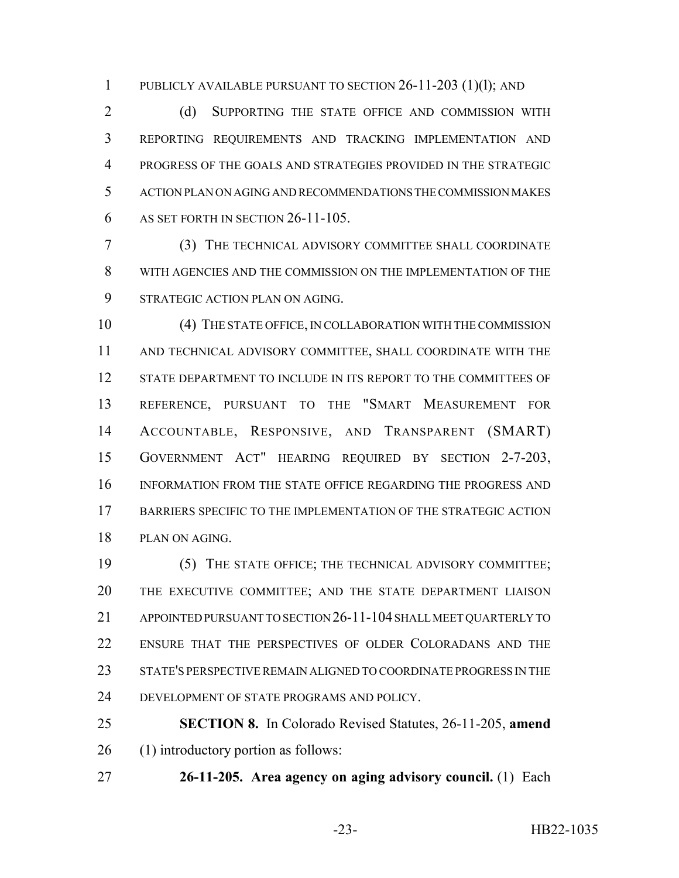PUBLICLY AVAILABLE PURSUANT TO SECTION 26-11-203 (1)(l); AND

(d) SUPPORTING THE STATE OFFICE AND COMMISSION WITH REPORTING REQUIREMENTS AND TRACKING IMPLEMENTATION AND PROGRESS OF THE GOALS AND STRATEGIES PROVIDED IN THE STRATEGIC ACTION PLAN ON AGING AND RECOMMENDATIONS THE COMMISSION MAKES AS SET FORTH IN SECTION 26-11-105.

(3) THE TECHNICAL ADVISORY COMMITTEE SHALL COORDINATE WITH AGENCIES AND THE COMMISSION ON THE IMPLEMENTATION OF THE STRATEGIC ACTION PLAN ON AGING.

(4) THE STATE OFFICE, IN COLLABORATION WITH THE COMMISSION AND TECHNICAL ADVISORY COMMITTEE, SHALL COORDINATE WITH THE STATE DEPARTMENT TO INCLUDE IN ITS REPORT TO THE COMMITTEES OF REFERENCE, PURSUANT TO THE "SMART MEASUREMENT FOR ACCOUNTABLE, RESPONSIVE, AND TRANSPARENT (SMART) GOVERNMENT ACT" HEARING REQUIRED BY SECTION 2-7-203, INFORMATION FROM THE STATE OFFICE REGARDING THE PROGRESS AND BARRIERS SPECIFIC TO THE IMPLEMENTATION OF THE STRATEGIC ACTION PLAN ON AGING.

(5) THE STATE OFFICE; THE TECHNICAL ADVISORY COMMITTEE; THE EXECUTIVE COMMITTEE; AND THE STATE DEPARTMENT LIAISON APPOINTED PURSUANT TO SECTION 26-11-104 SHALL MEET QUARTERLY TO ENSURE THAT THE PERSPECTIVES OF OLDER COLORADANS AND THE STATE'S PERSPECTIVE REMAIN ALIGNED TO COORDINATE PROGRESS IN THE DEVELOPMENT OF STATE PROGRAMS AND POLICY.

**SECTION 8.** In Colorado Revised Statutes, 26-11-205, **amend** (1) introductory portion as follows:

**26-11-205. Area agency on aging advisory council.** (1) Each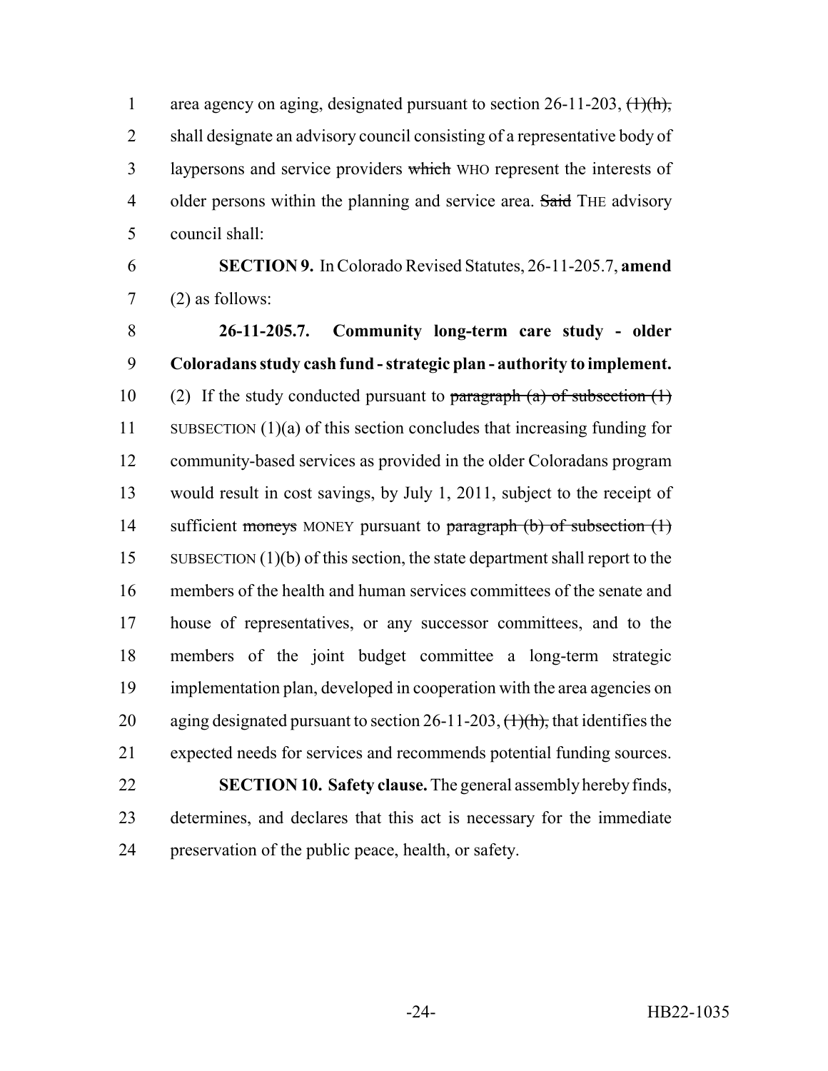1 area agency on aging, designated pursuant to section 26-11-203, ~~(1)(h),~~
2 shall designate an advisory council consisting of a representative body of
3 laypersons and service providers ~~which~~ WHO represent the interests of
4 older persons within the planning and service area. ~~Said~~ THE advisory
5 council shall:

6 **SECTION 9.** In Colorado Revised Statutes, 26-11-205.7, **amend**
7 (2) as follows:

8 **26-11-205.7. Community long-term care study - older**
9 **Coloradans study cash fund - strategic plan - authority to implement.**
10 (2) If the study conducted pursuant to ~~paragraph (a) of subsection (1)~~
11 SUBSECTION (1)(a) of this section concludes that increasing funding for
12 community-based services as provided in the older Coloradans program
13 would result in cost savings, by July 1, 2011, subject to the receipt of
14 sufficient ~~moneys~~ MONEY pursuant to ~~paragraph (b) of subsection (1)~~
15 SUBSECTION (1)(b) of this section, the state department shall report to the
16 members of the health and human services committees of the senate and
17 house of representatives, or any successor committees, and to the
18 members of the joint budget committee a long-term strategic
19 implementation plan, developed in cooperation with the area agencies on
20 aging designated pursuant to section 26-11-203, ~~(1)(h),~~ that identifies the
21 expected needs for services and recommends potential funding sources.

22 **SECTION 10. Safety clause.** The general assembly hereby finds,
23 determines, and declares that this act is necessary for the immediate
24 preservation of the public peace, health, or safety.